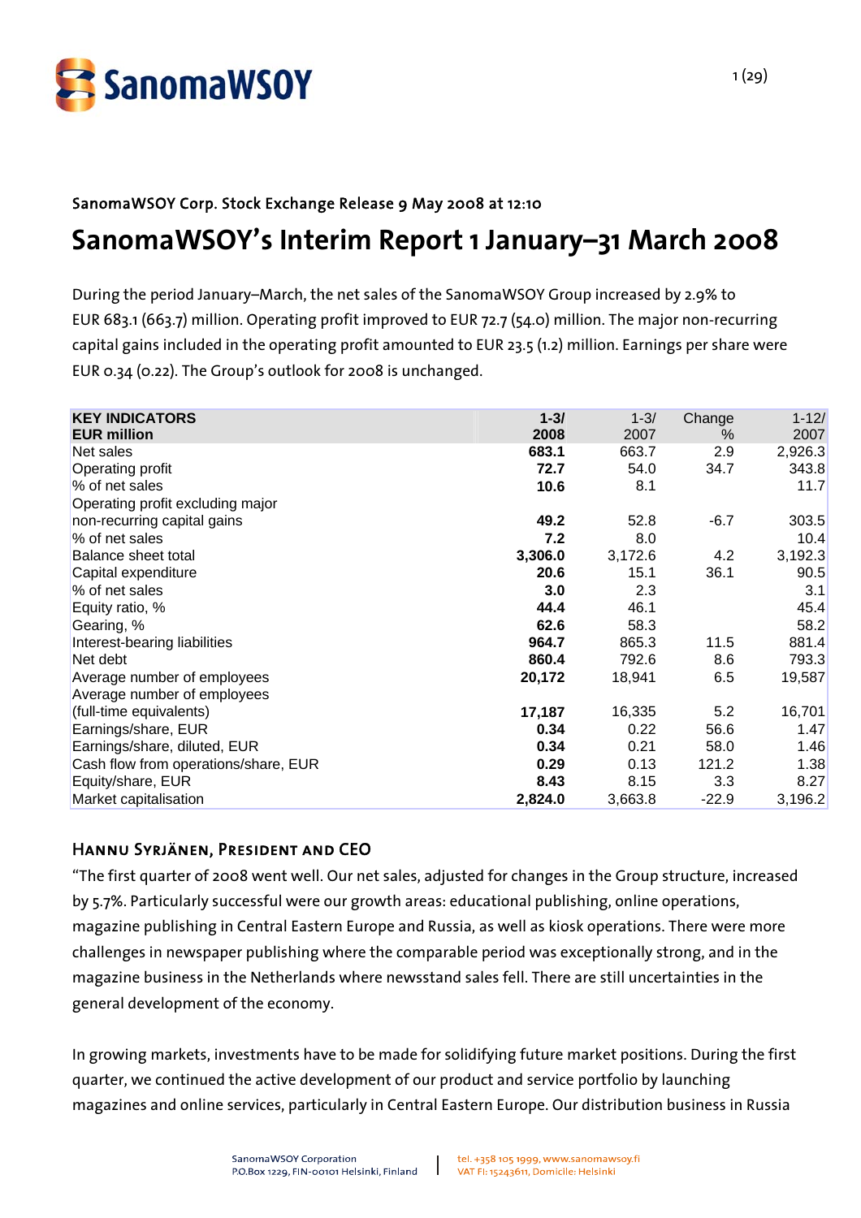SanomaWSOY Corp. Stock Exchange Release 9 May 2008 at 12:10

# SanomaWSOY's Interim Report 1 January–31 March 2008

During the period January–March, the net sales of the SanomaWSOY Group increased by 2.9% to EUR 683.1 (663.7) million. Operating profit improved to EUR 72.7 (54.0) million. The major non-recurring capital gains included in the operating profit amounted to EUR 23.5 (1.2) million. Earnings per share were EUR 0.34 (0.22). The Group's outlook for 2008 is unchanged.

| **KEY INDICATORS EUR million** | **1-3/ 2008** | 1-3/ 2007 | Change % | 1-12/ 2007 |
|---|---|---|---|---|
| Net sales | **683.1** | 663.7 | 2.9 | 2,926.3 |
| Operating profit | **72.7** | 54.0 | 34.7 | 343.8 |
| % of net sales | **10.6** | 8.1 | | 11.7 |
| Operating profit excluding major non-recurring capital gains | **49.2** | 52.8 | -6.7 | 303.5 |
| % of net sales | **7.2** | 8.0 | | 10.4 |
| Balance sheet total | **3,306.0** | 3,172.6 | 4.2 | 3,192.3 |
| Capital expenditure | **20.6** | 15.1 | 36.1 | 90.5 |
| % of net sales | **3.0** | 2.3 | | 3.1 |
| Equity ratio, % | **44.4** | 46.1 | | 45.4 |
| Gearing, % | **62.6** | 58.3 | | 58.2 |
| Interest-bearing liabilities | **964.7** | 865.3 | 11.5 | 881.4 |
| Net debt | **860.4** | 792.6 | 8.6 | 793.3 |
| Average number of employees | **20,172** | 18,941 | 6.5 | 19,587 |
| Average number of employees (full-time equivalents) | **17,187** | 16,335 | 5.2 | 16,701 |
| Earnings/share, EUR | **0.34** | 0.22 | 56.6 | 1.47 |
| Earnings/share, diluted, EUR | **0.34** | 0.21 | 58.0 | 1.46 |
| Cash flow from operations/share, EUR | **0.29** | 0.13 | 121.2 | 1.38 |
| Equity/share, EUR | **8.43** | 8.15 | 3.3 | 8.27 |
| Market capitalisation | **2,824.0** | 3,663.8 | -22.9 | 3,196.2 |

## Hannu Syrjänen, President and CEO

"The first quarter of 2008 went well. Our net sales, adjusted for changes in the Group structure, increased by 5.7%. Particularly successful were our growth areas: educational publishing, online operations, magazine publishing in Central Eastern Europe and Russia, as well as kiosk operations. There were more challenges in newspaper publishing where the comparable period was exceptionally strong, and in the magazine business in the Netherlands where newsstand sales fell. There are still uncertainties in the general development of the economy.

In growing markets, investments have to be made for solidifying future market positions. During the first quarter, we continued the active development of our product and service portfolio by launching magazines and online services, particularly in Central Eastern Europe. Our distribution business in Russia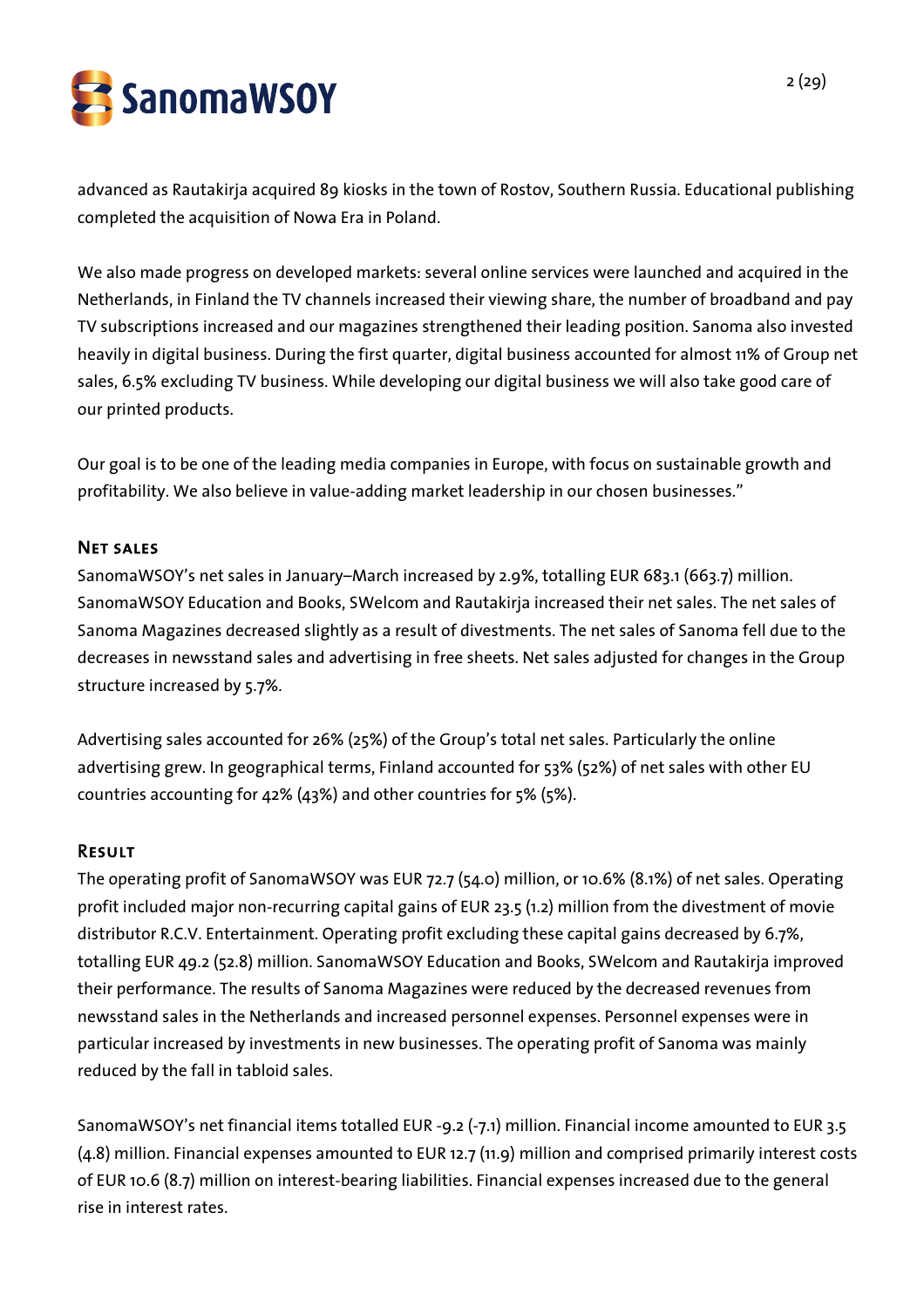advanced as Rautakirja acquired 89 kiosks in the town of Rostov, Southern Russia. Educational publishing completed the acquisition of Nowa Era in Poland.

We also made progress on developed markets: several online services were launched and acquired in the Netherlands, in Finland the TV channels increased their viewing share, the number of broadband and pay TV subscriptions increased and our magazines strengthened their leading position. Sanoma also invested heavily in digital business. During the first quarter, digital business accounted for almost 11% of Group net sales, 6.5% excluding TV business. While developing our digital business we will also take good care of our printed products.

Our goal is to be one of the leading media companies in Europe, with focus on sustainable growth and profitability. We also believe in value-adding market leadership in our chosen businesses."

## Net sales

SanomaWSOY's net sales in January–March increased by 2.9%, totalling EUR 683.1 (663.7) million. SanomaWSOY Education and Books, SWelcom and Rautakirja increased their net sales. The net sales of Sanoma Magazines decreased slightly as a result of divestments. The net sales of Sanoma fell due to the decreases in newsstand sales and advertising in free sheets. Net sales adjusted for changes in the Group structure increased by 5.7%.

Advertising sales accounted for 26% (25%) of the Group's total net sales. Particularly the online advertising grew. In geographical terms, Finland accounted for 53% (52%) of net sales with other EU countries accounting for 42% (43%) and other countries for 5% (5%).

## Result

The operating profit of SanomaWSOY was EUR 72.7 (54.0) million, or 10.6% (8.1%) of net sales. Operating profit included major non-recurring capital gains of EUR 23.5 (1.2) million from the divestment of movie distributor R.C.V. Entertainment. Operating profit excluding these capital gains decreased by 6.7%, totalling EUR 49.2 (52.8) million. SanomaWSOY Education and Books, SWelcom and Rautakirja improved their performance. The results of Sanoma Magazines were reduced by the decreased revenues from newsstand sales in the Netherlands and increased personnel expenses. Personnel expenses were in particular increased by investments in new businesses. The operating profit of Sanoma was mainly reduced by the fall in tabloid sales.

SanomaWSOY's net financial items totalled EUR -9.2 (-7.1) million. Financial income amounted to EUR 3.5 (4.8) million. Financial expenses amounted to EUR 12.7 (11.9) million and comprised primarily interest costs of EUR 10.6 (8.7) million on interest-bearing liabilities. Financial expenses increased due to the general rise in interest rates.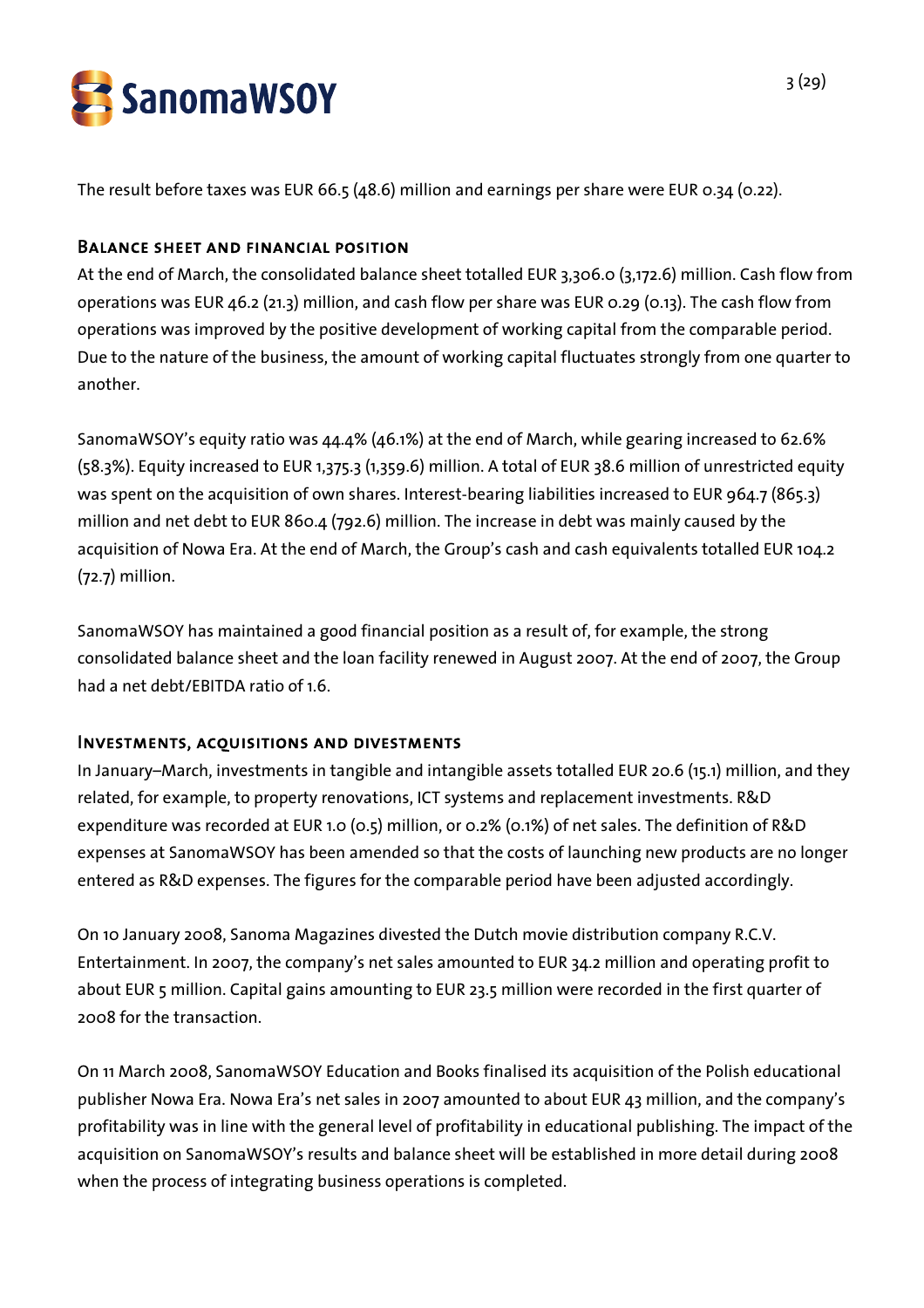The result before taxes was EUR 66.5 (48.6) million and earnings per share were EUR 0.34 (0.22).

## Balance sheet and financial position

At the end of March, the consolidated balance sheet totalled EUR 3,306.0 (3,172.6) million. Cash flow from operations was EUR 46.2 (21.3) million, and cash flow per share was EUR 0.29 (0.13). The cash flow from operations was improved by the positive development of working capital from the comparable period. Due to the nature of the business, the amount of working capital fluctuates strongly from one quarter to another.

SanomaWSOY's equity ratio was 44.4% (46.1%) at the end of March, while gearing increased to 62.6% (58.3%). Equity increased to EUR 1,375.3 (1,359.6) million. A total of EUR 38.6 million of unrestricted equity was spent on the acquisition of own shares. Interest-bearing liabilities increased to EUR 964.7 (865.3) million and net debt to EUR 860.4 (792.6) million. The increase in debt was mainly caused by the acquisition of Nowa Era. At the end of March, the Group's cash and cash equivalents totalled EUR 104.2 (72.7) million.

SanomaWSOY has maintained a good financial position as a result of, for example, the strong consolidated balance sheet and the loan facility renewed in August 2007. At the end of 2007, the Group had a net debt/EBITDA ratio of 1.6.

## Investments, acquisitions and divestments

In January–March, investments in tangible and intangible assets totalled EUR 20.6 (15.1) million, and they related, for example, to property renovations, ICT systems and replacement investments. R&D expenditure was recorded at EUR 1.0 (0.5) million, or 0.2% (0.1%) of net sales. The definition of R&D expenses at SanomaWSOY has been amended so that the costs of launching new products are no longer entered as R&D expenses. The figures for the comparable period have been adjusted accordingly.

On 10 January 2008, Sanoma Magazines divested the Dutch movie distribution company R.C.V. Entertainment. In 2007, the company's net sales amounted to EUR 34.2 million and operating profit to about EUR 5 million. Capital gains amounting to EUR 23.5 million were recorded in the first quarter of 2008 for the transaction.

On 11 March 2008, SanomaWSOY Education and Books finalised its acquisition of the Polish educational publisher Nowa Era. Nowa Era's net sales in 2007 amounted to about EUR 43 million, and the company's profitability was in line with the general level of profitability in educational publishing. The impact of the acquisition on SanomaWSOY's results and balance sheet will be established in more detail during 2008 when the process of integrating business operations is completed.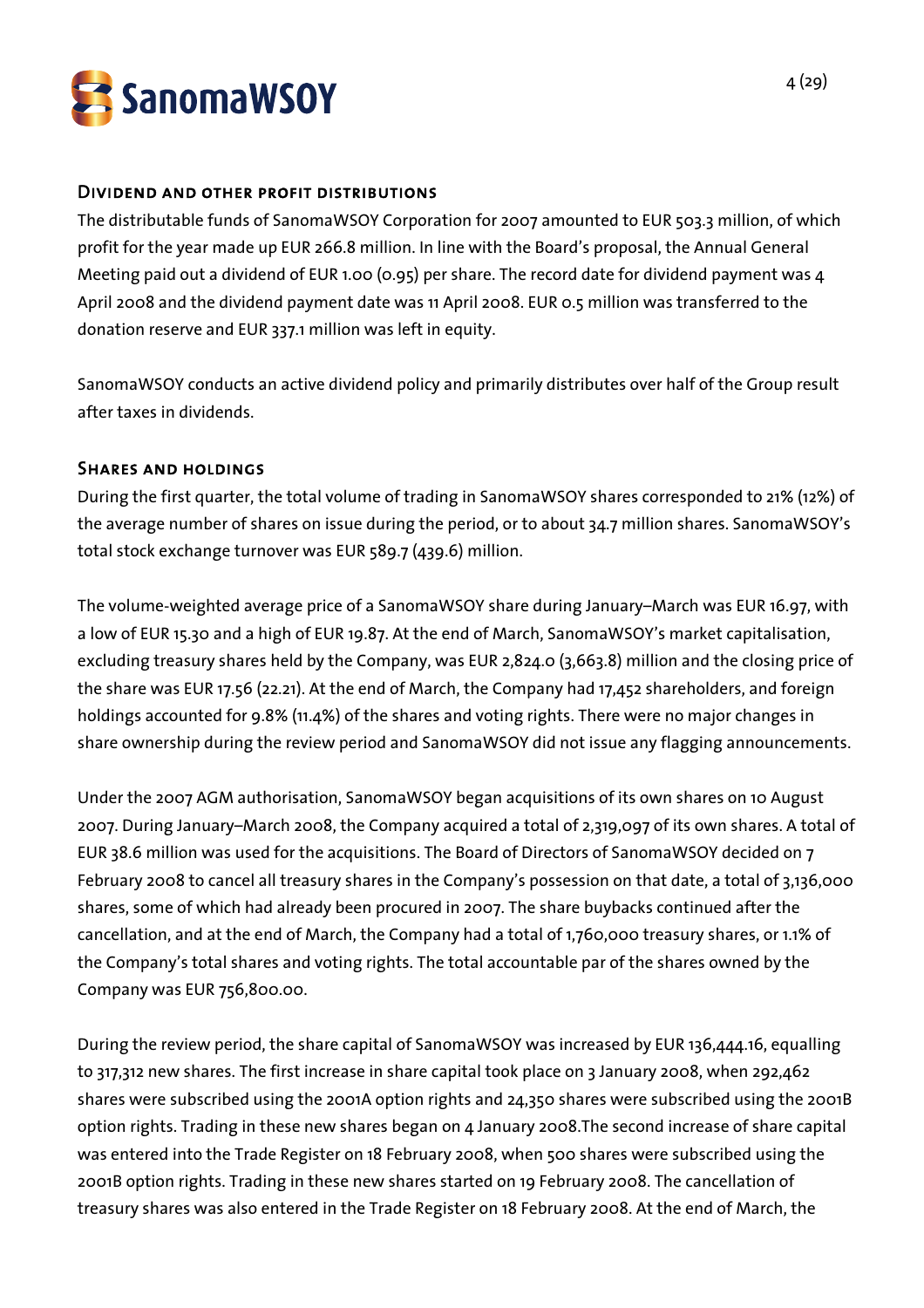## Dividend and other profit distributions

The distributable funds of SanomaWSOY Corporation for 2007 amounted to EUR 503.3 million, of which profit for the year made up EUR 266.8 million. In line with the Board's proposal, the Annual General Meeting paid out a dividend of EUR 1.00 (0.95) per share. The record date for dividend payment was 4 April 2008 and the dividend payment date was 11 April 2008. EUR 0.5 million was transferred to the donation reserve and EUR 337.1 million was left in equity.

SanomaWSOY conducts an active dividend policy and primarily distributes over half of the Group result after taxes in dividends.

## Shares and holdings

During the first quarter, the total volume of trading in SanomaWSOY shares corresponded to 21% (12%) of the average number of shares on issue during the period, or to about 34.7 million shares. SanomaWSOY's total stock exchange turnover was EUR 589.7 (439.6) million.

The volume-weighted average price of a SanomaWSOY share during January–March was EUR 16.97, with a low of EUR 15.30 and a high of EUR 19.87. At the end of March, SanomaWSOY's market capitalisation, excluding treasury shares held by the Company, was EUR 2,824.0 (3,663.8) million and the closing price of the share was EUR 17.56 (22.21). At the end of March, the Company had 17,452 shareholders, and foreign holdings accounted for 9.8% (11.4%) of the shares and voting rights. There were no major changes in share ownership during the review period and SanomaWSOY did not issue any flagging announcements.

Under the 2007 AGM authorisation, SanomaWSOY began acquisitions of its own shares on 10 August 2007. During January–March 2008, the Company acquired a total of 2,319,097 of its own shares. A total of EUR 38.6 million was used for the acquisitions. The Board of Directors of SanomaWSOY decided on 7 February 2008 to cancel all treasury shares in the Company's possession on that date, a total of 3,136,000 shares, some of which had already been procured in 2007. The share buybacks continued after the cancellation, and at the end of March, the Company had a total of 1,760,000 treasury shares, or 1.1% of the Company's total shares and voting rights. The total accountable par of the shares owned by the Company was EUR 756,800.00.

During the review period, the share capital of SanomaWSOY was increased by EUR 136,444.16, equalling to 317,312 new shares. The first increase in share capital took place on 3 January 2008, when 292,462 shares were subscribed using the 2001A option rights and 24,350 shares were subscribed using the 2001B option rights. Trading in these new shares began on 4 January 2008.The second increase of share capital was entered into the Trade Register on 18 February 2008, when 500 shares were subscribed using the 2001B option rights. Trading in these new shares started on 19 February 2008. The cancellation of treasury shares was also entered in the Trade Register on 18 February 2008. At the end of March, the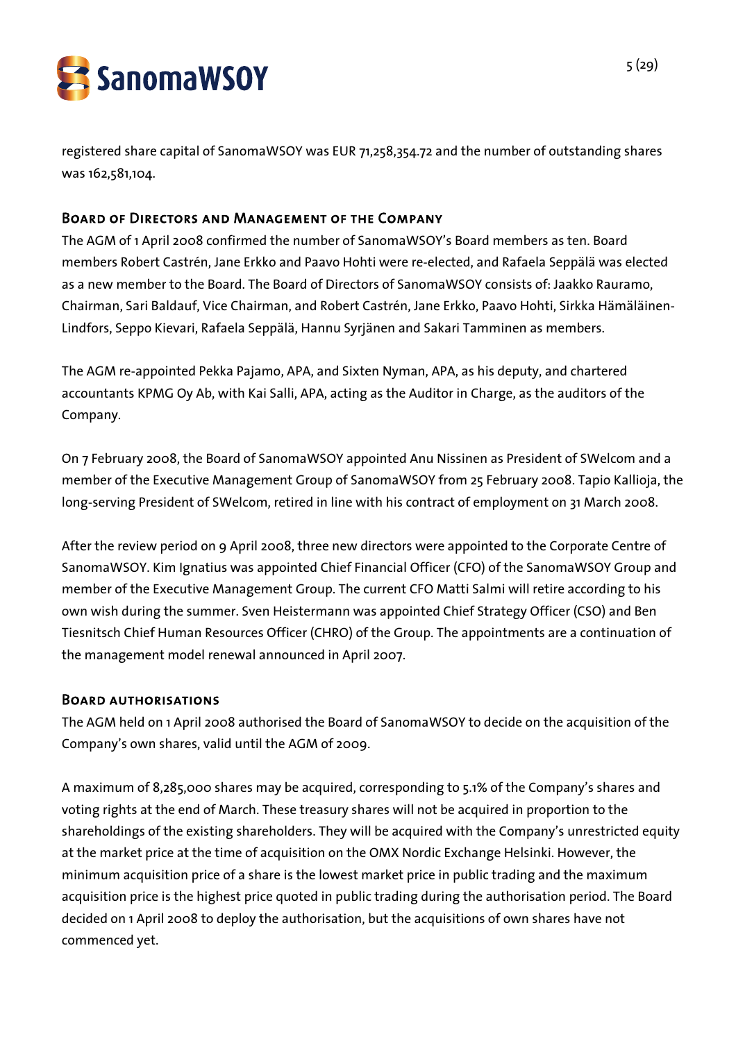registered share capital of SanomaWSOY was EUR 71,258,354.72 and the number of outstanding shares was 162,581,104.

## Board of Directors and Management of the Company

The AGM of 1 April 2008 confirmed the number of SanomaWSOY's Board members as ten. Board members Robert Castrén, Jane Erkko and Paavo Hohti were re-elected, and Rafaela Seppälä was elected as a new member to the Board. The Board of Directors of SanomaWSOY consists of: Jaakko Rauramo, Chairman, Sari Baldauf, Vice Chairman, and Robert Castrén, Jane Erkko, Paavo Hohti, Sirkka Hämäläinen-Lindfors, Seppo Kievari, Rafaela Seppälä, Hannu Syrjänen and Sakari Tamminen as members.

The AGM re-appointed Pekka Pajamo, APA, and Sixten Nyman, APA, as his deputy, and chartered accountants KPMG Oy Ab, with Kai Salli, APA, acting as the Auditor in Charge, as the auditors of the Company.

On 7 February 2008, the Board of SanomaWSOY appointed Anu Nissinen as President of SWelcom and a member of the Executive Management Group of SanomaWSOY from 25 February 2008. Tapio Kallioja, the long-serving President of SWelcom, retired in line with his contract of employment on 31 March 2008.

After the review period on 9 April 2008, three new directors were appointed to the Corporate Centre of SanomaWSOY. Kim Ignatius was appointed Chief Financial Officer (CFO) of the SanomaWSOY Group and member of the Executive Management Group. The current CFO Matti Salmi will retire according to his own wish during the summer. Sven Heistermann was appointed Chief Strategy Officer (CSO) and Ben Tiesnitsch Chief Human Resources Officer (CHRO) of the Group. The appointments are a continuation of the management model renewal announced in April 2007.

## Board authorisations

The AGM held on 1 April 2008 authorised the Board of SanomaWSOY to decide on the acquisition of the Company's own shares, valid until the AGM of 2009.

A maximum of 8,285,000 shares may be acquired, corresponding to 5.1% of the Company's shares and voting rights at the end of March. These treasury shares will not be acquired in proportion to the shareholdings of the existing shareholders. They will be acquired with the Company's unrestricted equity at the market price at the time of acquisition on the OMX Nordic Exchange Helsinki. However, the minimum acquisition price of a share is the lowest market price in public trading and the maximum acquisition price is the highest price quoted in public trading during the authorisation period. The Board decided on 1 April 2008 to deploy the authorisation, but the acquisitions of own shares have not commenced yet.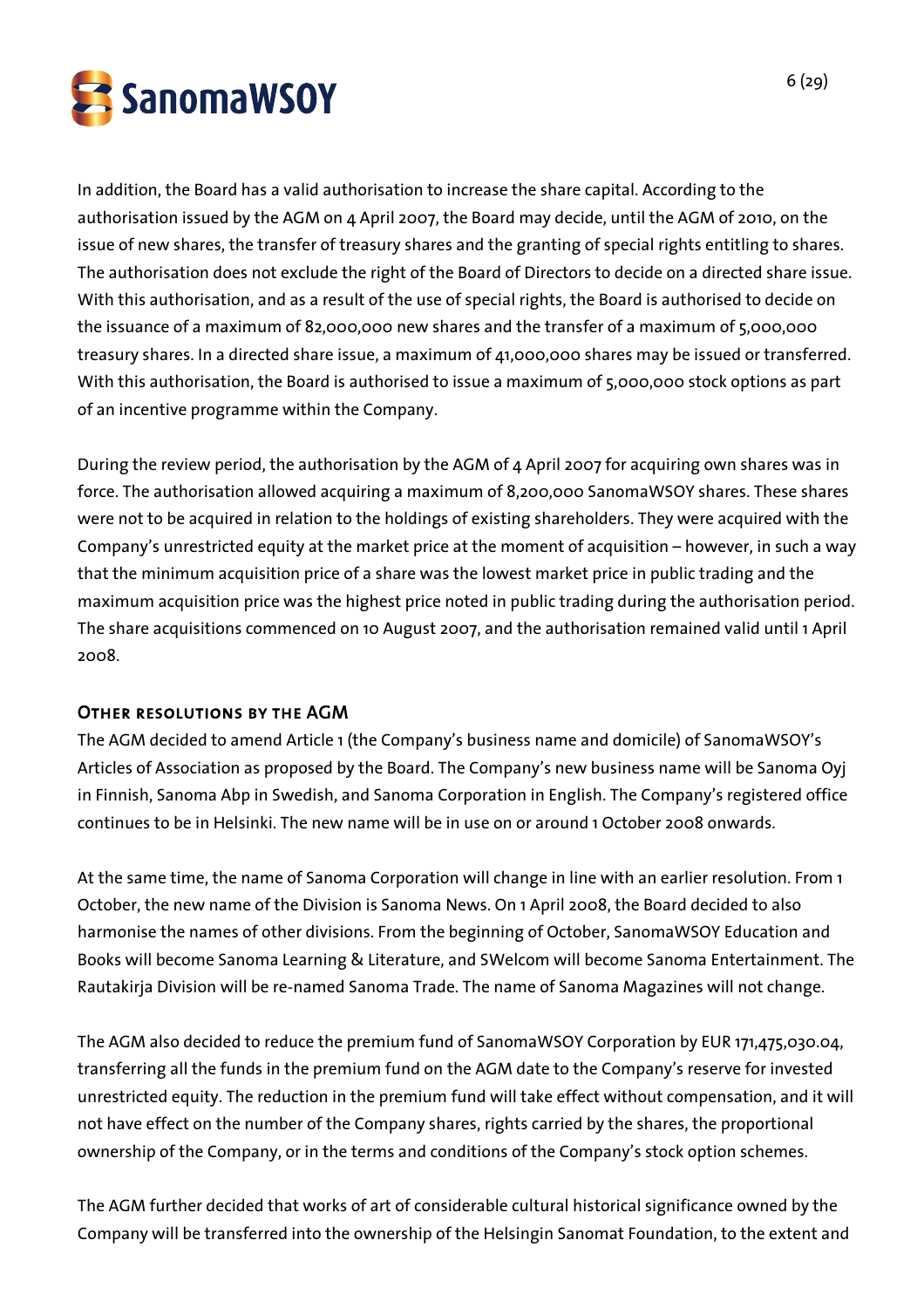In addition, the Board has a valid authorisation to increase the share capital. According to the authorisation issued by the AGM on 4 April 2007, the Board may decide, until the AGM of 2010, on the issue of new shares, the transfer of treasury shares and the granting of special rights entitling to shares. The authorisation does not exclude the right of the Board of Directors to decide on a directed share issue. With this authorisation, and as a result of the use of special rights, the Board is authorised to decide on the issuance of a maximum of 82,000,000 new shares and the transfer of a maximum of 5,000,000 treasury shares. In a directed share issue, a maximum of 41,000,000 shares may be issued or transferred. With this authorisation, the Board is authorised to issue a maximum of 5,000,000 stock options as part of an incentive programme within the Company.

During the review period, the authorisation by the AGM of 4 April 2007 for acquiring own shares was in force. The authorisation allowed acquiring a maximum of 8,200,000 SanomaWSOY shares. These shares were not to be acquired in relation to the holdings of existing shareholders. They were acquired with the Company's unrestricted equity at the market price at the moment of acquisition – however, in such a way that the minimum acquisition price of a share was the lowest market price in public trading and the maximum acquisition price was the highest price noted in public trading during the authorisation period. The share acquisitions commenced on 10 August 2007, and the authorisation remained valid until 1 April 2008.

## Other resolutions by the AGM

The AGM decided to amend Article 1 (the Company's business name and domicile) of SanomaWSOY's Articles of Association as proposed by the Board. The Company's new business name will be Sanoma Oyj in Finnish, Sanoma Abp in Swedish, and Sanoma Corporation in English. The Company's registered office continues to be in Helsinki. The new name will be in use on or around 1 October 2008 onwards.

At the same time, the name of Sanoma Corporation will change in line with an earlier resolution. From 1 October, the new name of the Division is Sanoma News. On 1 April 2008, the Board decided to also harmonise the names of other divisions. From the beginning of October, SanomaWSOY Education and Books will become Sanoma Learning & Literature, and SWelcom will become Sanoma Entertainment. The Rautakirja Division will be re-named Sanoma Trade. The name of Sanoma Magazines will not change.

The AGM also decided to reduce the premium fund of SanomaWSOY Corporation by EUR 171,475,030.04, transferring all the funds in the premium fund on the AGM date to the Company's reserve for invested unrestricted equity. The reduction in the premium fund will take effect without compensation, and it will not have effect on the number of the Company shares, rights carried by the shares, the proportional ownership of the Company, or in the terms and conditions of the Company's stock option schemes.

The AGM further decided that works of art of considerable cultural historical significance owned by the Company will be transferred into the ownership of the Helsingin Sanomat Foundation, to the extent and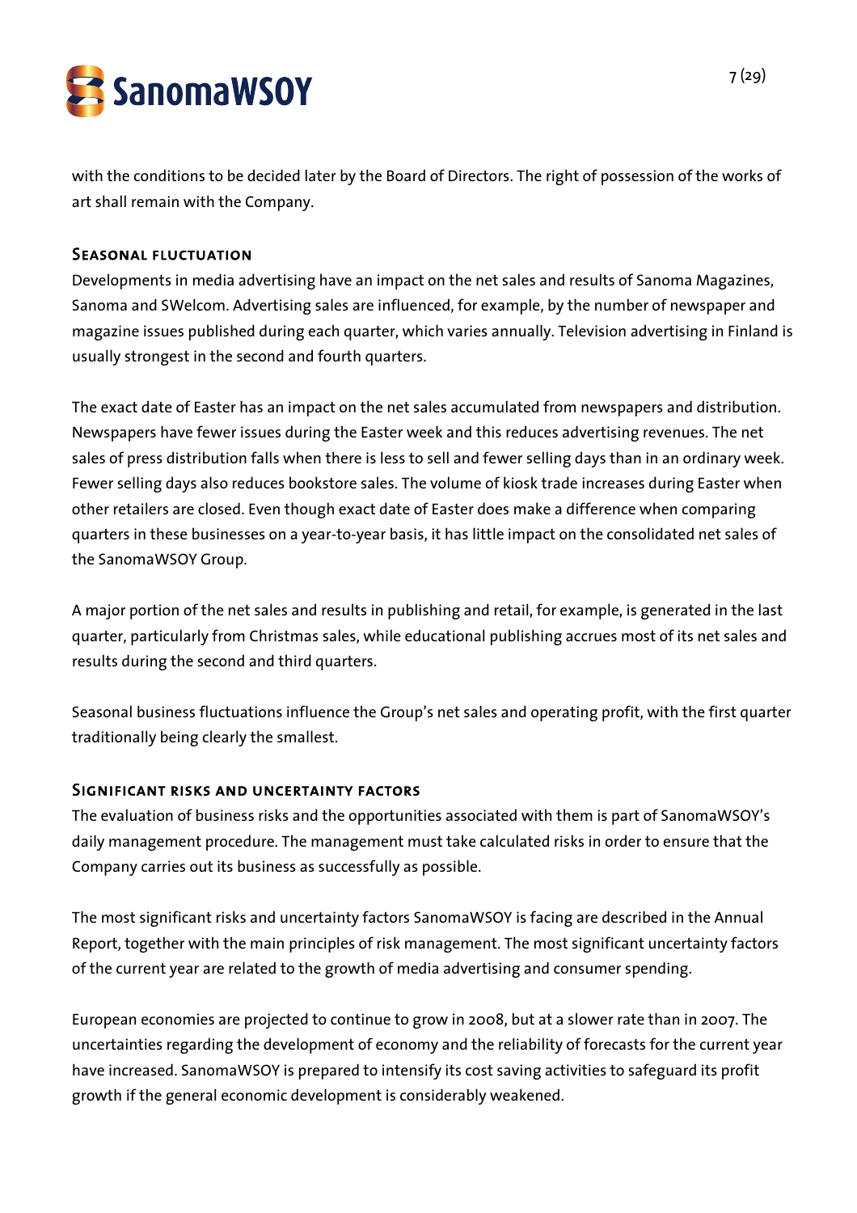with the conditions to be decided later by the Board of Directors. The right of possession of the works of art shall remain with the Company.

## Seasonal fluctuation

Developments in media advertising have an impact on the net sales and results of Sanoma Magazines, Sanoma and SWelcom. Advertising sales are influenced, for example, by the number of newspaper and magazine issues published during each quarter, which varies annually. Television advertising in Finland is usually strongest in the second and fourth quarters.

The exact date of Easter has an impact on the net sales accumulated from newspapers and distribution. Newspapers have fewer issues during the Easter week and this reduces advertising revenues. The net sales of press distribution falls when there is less to sell and fewer selling days than in an ordinary week. Fewer selling days also reduces bookstore sales. The volume of kiosk trade increases during Easter when other retailers are closed. Even though exact date of Easter does make a difference when comparing quarters in these businesses on a year-to-year basis, it has little impact on the consolidated net sales of the SanomaWSOY Group.

A major portion of the net sales and results in publishing and retail, for example, is generated in the last quarter, particularly from Christmas sales, while educational publishing accrues most of its net sales and results during the second and third quarters.

Seasonal business fluctuations influence the Group's net sales and operating profit, with the first quarter traditionally being clearly the smallest.

## Significant risks and uncertainty factors

The evaluation of business risks and the opportunities associated with them is part of SanomaWSOY's daily management procedure. The management must take calculated risks in order to ensure that the Company carries out its business as successfully as possible.

The most significant risks and uncertainty factors SanomaWSOY is facing are described in the Annual Report, together with the main principles of risk management. The most significant uncertainty factors of the current year are related to the growth of media advertising and consumer spending.

European economies are projected to continue to grow in 2008, but at a slower rate than in 2007. The uncertainties regarding the development of economy and the reliability of forecasts for the current year have increased. SanomaWSOY is prepared to intensify its cost saving activities to safeguard its profit growth if the general economic development is considerably weakened.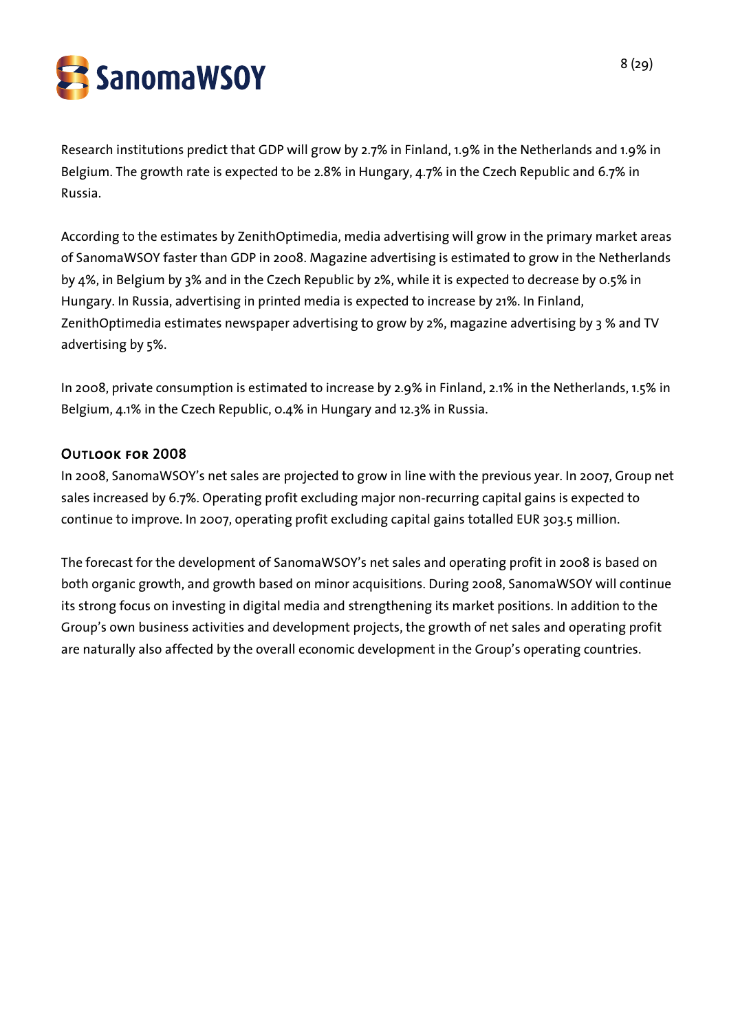Research institutions predict that GDP will grow by 2.7% in Finland, 1.9% in the Netherlands and 1.9% in Belgium. The growth rate is expected to be 2.8% in Hungary, 4.7% in the Czech Republic and 6.7% in Russia.

According to the estimates by ZenithOptimedia, media advertising will grow in the primary market areas of SanomaWSOY faster than GDP in 2008. Magazine advertising is estimated to grow in the Netherlands by 4%, in Belgium by 3% and in the Czech Republic by 2%, while it is expected to decrease by 0.5% in Hungary. In Russia, advertising in printed media is expected to increase by 21%. In Finland, ZenithOptimedia estimates newspaper advertising to grow by 2%, magazine advertising by 3 % and TV advertising by 5%.

In 2008, private consumption is estimated to increase by 2.9% in Finland, 2.1% in the Netherlands, 1.5% in Belgium, 4.1% in the Czech Republic, 0.4% in Hungary and 12.3% in Russia.

## Outlook for 2008

In 2008, SanomaWSOY's net sales are projected to grow in line with the previous year. In 2007, Group net sales increased by 6.7%. Operating profit excluding major non-recurring capital gains is expected to continue to improve. In 2007, operating profit excluding capital gains totalled EUR 303.5 million.

The forecast for the development of SanomaWSOY's net sales and operating profit in 2008 is based on both organic growth, and growth based on minor acquisitions. During 2008, SanomaWSOY will continue its strong focus on investing in digital media and strengthening its market positions. In addition to the Group's own business activities and development projects, the growth of net sales and operating profit are naturally also affected by the overall economic development in the Group's operating countries.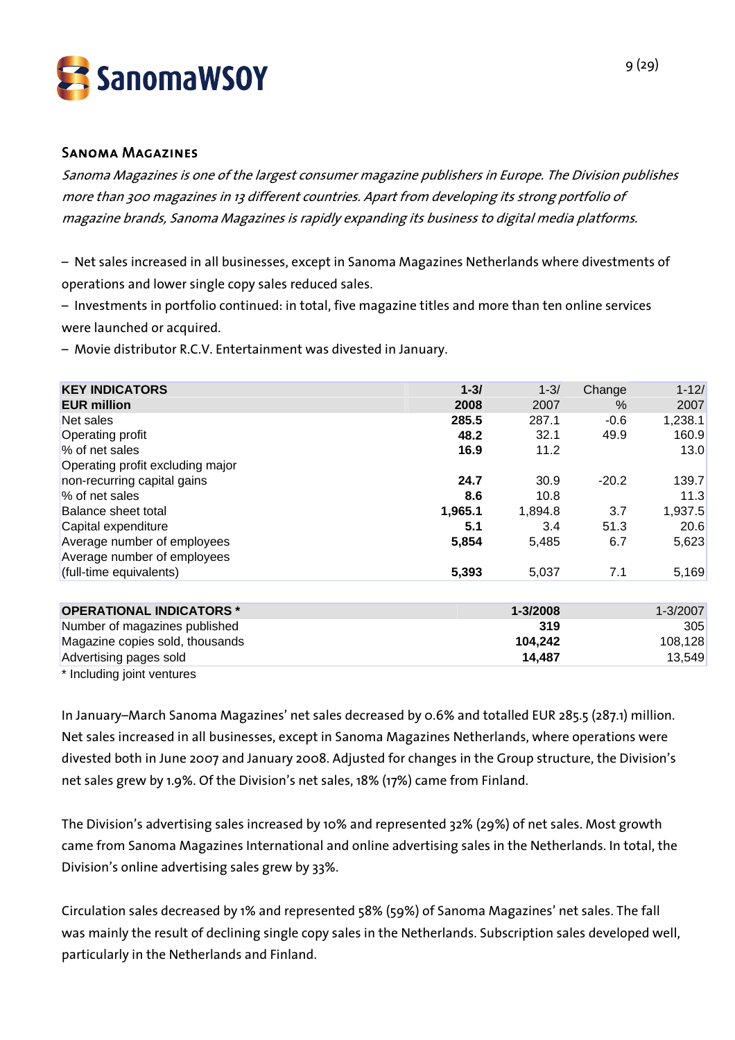## Sanoma Magazines

*Sanoma Magazines is one of the largest consumer magazine publishers in Europe. The Division publishes more than 300 magazines in 13 different countries. Apart from developing its strong portfolio of magazine brands, Sanoma Magazines is rapidly expanding its business to digital media platforms.*

– Net sales increased in all businesses, except in Sanoma Magazines Netherlands where divestments of operations and lower single copy sales reduced sales.
– Investments in portfolio continued: in total, five magazine titles and more than ten online services were launched or acquired.
– Movie distributor R.C.V. Entertainment was divested in January.

| KEY INDICATORS<br>EUR million | 1-3/<br>2008 | 1-3/<br>2007 | Change<br>% | 1-12/<br>2007 |
|---|---|---|---|---|
| Net sales | **285.5** | 287.1 | -0.6 | 1,238.1 |
| Operating profit | **48.2** | 32.1 | 49.9 | 160.9 |
| % of net sales | **16.9** | 11.2 | | 13.0 |
| Operating profit excluding major non-recurring capital gains | **24.7** | 30.9 | -20.2 | 139.7 |
| % of net sales | **8.6** | 10.8 | | 11.3 |
| Balance sheet total | **1,965.1** | 1,894.8 | 3.7 | 1,937.5 |
| Capital expenditure | **5.1** | 3.4 | 51.3 | 20.6 |
| Average number of employees | **5,854** | 5,485 | 6.7 | 5,623 |
| Average number of employees (full-time equivalents) | **5,393** | 5,037 | 7.1 | 5,169 |

| OPERATIONAL INDICATORS * | 1-3/2008 | 1-3/2007 |
|---|---|---|
| Number of magazines published | **319** | 305 |
| Magazine copies sold, thousands | **104,242** | 108,128 |
| Advertising pages sold | **14,487** | 13,549 |

\* Including joint ventures

In January–March Sanoma Magazines' net sales decreased by 0.6% and totalled EUR 285.5 (287.1) million. Net sales increased in all businesses, except in Sanoma Magazines Netherlands, where operations were divested both in June 2007 and January 2008. Adjusted for changes in the Group structure, the Division's net sales grew by 1.9%. Of the Division's net sales, 18% (17%) came from Finland.

The Division's advertising sales increased by 10% and represented 32% (29%) of net sales. Most growth came from Sanoma Magazines International and online advertising sales in the Netherlands. In total, the Division's online advertising sales grew by 33%.

Circulation sales decreased by 1% and represented 58% (59%) of Sanoma Magazines' net sales. The fall was mainly the result of declining single copy sales in the Netherlands. Subscription sales developed well, particularly in the Netherlands and Finland.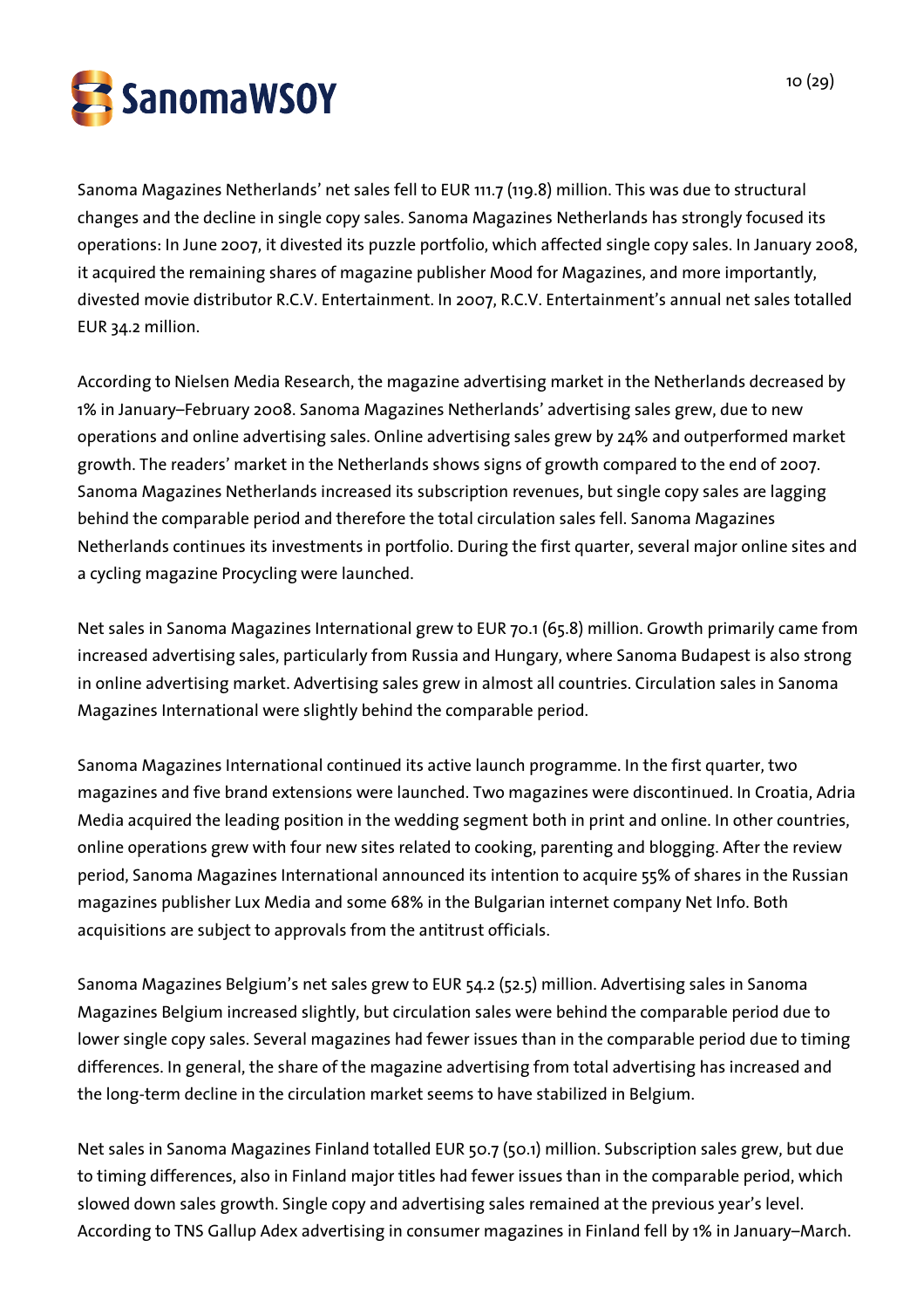Sanoma Magazines Netherlands' net sales fell to EUR 111.7 (119.8) million. This was due to structural changes and the decline in single copy sales. Sanoma Magazines Netherlands has strongly focused its operations: In June 2007, it divested its puzzle portfolio, which affected single copy sales. In January 2008, it acquired the remaining shares of magazine publisher Mood for Magazines, and more importantly, divested movie distributor R.C.V. Entertainment. In 2007, R.C.V. Entertainment's annual net sales totalled EUR 34.2 million.

According to Nielsen Media Research, the magazine advertising market in the Netherlands decreased by 1% in January–February 2008. Sanoma Magazines Netherlands' advertising sales grew, due to new operations and online advertising sales. Online advertising sales grew by 24% and outperformed market growth. The readers' market in the Netherlands shows signs of growth compared to the end of 2007. Sanoma Magazines Netherlands increased its subscription revenues, but single copy sales are lagging behind the comparable period and therefore the total circulation sales fell. Sanoma Magazines Netherlands continues its investments in portfolio. During the first quarter, several major online sites and a cycling magazine Procycling were launched.

Net sales in Sanoma Magazines International grew to EUR 70.1 (65.8) million. Growth primarily came from increased advertising sales, particularly from Russia and Hungary, where Sanoma Budapest is also strong in online advertising market. Advertising sales grew in almost all countries. Circulation sales in Sanoma Magazines International were slightly behind the comparable period.

Sanoma Magazines International continued its active launch programme. In the first quarter, two magazines and five brand extensions were launched. Two magazines were discontinued. In Croatia, Adria Media acquired the leading position in the wedding segment both in print and online. In other countries, online operations grew with four new sites related to cooking, parenting and blogging. After the review period, Sanoma Magazines International announced its intention to acquire 55% of shares in the Russian magazines publisher Lux Media and some 68% in the Bulgarian internet company Net Info. Both acquisitions are subject to approvals from the antitrust officials.

Sanoma Magazines Belgium's net sales grew to EUR 54.2 (52.5) million. Advertising sales in Sanoma Magazines Belgium increased slightly, but circulation sales were behind the comparable period due to lower single copy sales. Several magazines had fewer issues than in the comparable period due to timing differences. In general, the share of the magazine advertising from total advertising has increased and the long-term decline in the circulation market seems to have stabilized in Belgium.

Net sales in Sanoma Magazines Finland totalled EUR 50.7 (50.1) million. Subscription sales grew, but due to timing differences, also in Finland major titles had fewer issues than in the comparable period, which slowed down sales growth. Single copy and advertising sales remained at the previous year's level. According to TNS Gallup Adex advertising in consumer magazines in Finland fell by 1% in January–March.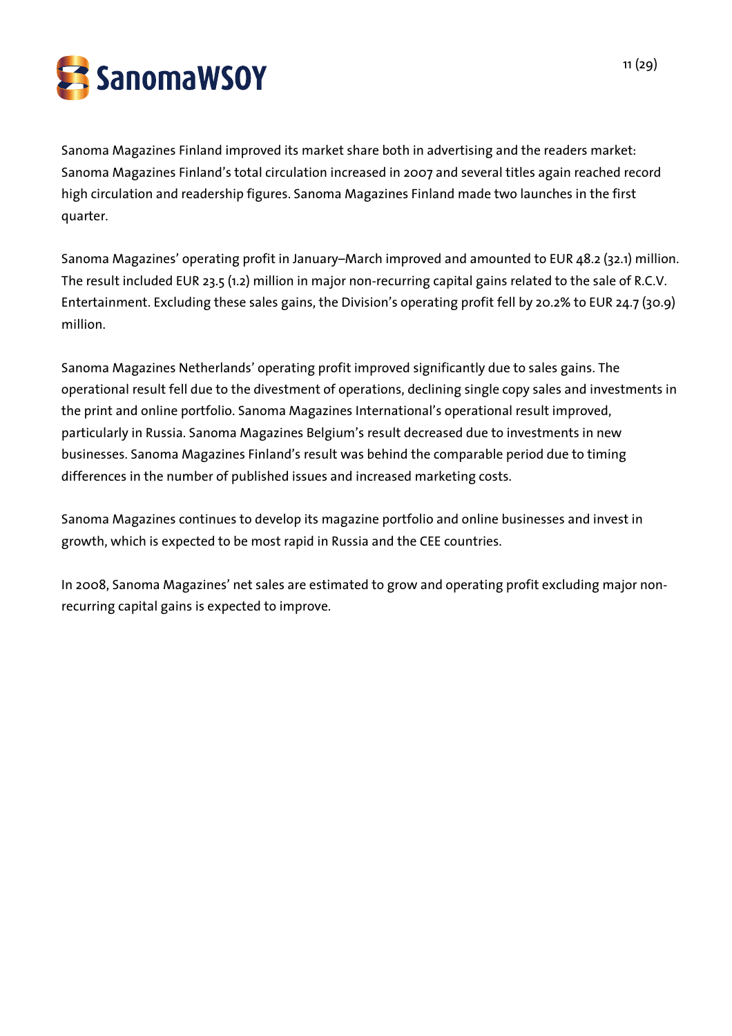Sanoma Magazines Finland improved its market share both in advertising and the readers market: Sanoma Magazines Finland's total circulation increased in 2007 and several titles again reached record high circulation and readership figures. Sanoma Magazines Finland made two launches in the first quarter.

Sanoma Magazines' operating profit in January–March improved and amounted to EUR 48.2 (32.1) million. The result included EUR 23.5 (1.2) million in major non-recurring capital gains related to the sale of R.C.V. Entertainment. Excluding these sales gains, the Division's operating profit fell by 20.2% to EUR 24.7 (30.9) million.

Sanoma Magazines Netherlands' operating profit improved significantly due to sales gains. The operational result fell due to the divestment of operations, declining single copy sales and investments in the print and online portfolio. Sanoma Magazines International's operational result improved, particularly in Russia. Sanoma Magazines Belgium's result decreased due to investments in new businesses. Sanoma Magazines Finland's result was behind the comparable period due to timing differences in the number of published issues and increased marketing costs.

Sanoma Magazines continues to develop its magazine portfolio and online businesses and invest in growth, which is expected to be most rapid in Russia and the CEE countries.

In 2008, Sanoma Magazines' net sales are estimated to grow and operating profit excluding major non-recurring capital gains is expected to improve.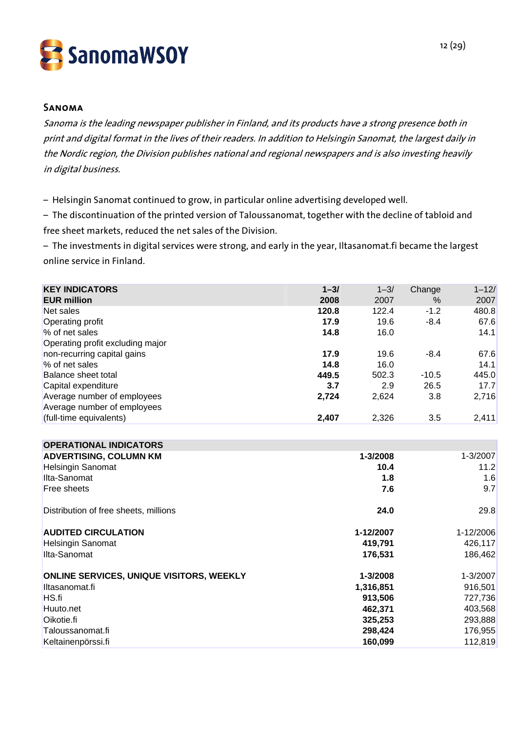## Sanoma

*Sanoma is the leading newspaper publisher in Finland, and its products have a strong presence both in print and digital format in the lives of their readers. In addition to Helsingin Sanomat, the largest daily in the Nordic region, the Division publishes national and regional newspapers and is also investing heavily in digital business.*

– Helsingin Sanomat continued to grow, in particular online advertising developed well.

– The discontinuation of the printed version of Taloussanomat, together with the decline of tabloid and free sheet markets, reduced the net sales of the Division.

– The investments in digital services were strong, and early in the year, Iltasanomat.fi became the largest online service in Finland.

| KEY INDICATORS<br>EUR million | 1–3/<br>2008 | 1–3/<br>2007 | Change<br>% | 1–12/<br>2007 |
|---|---|---|---|---|
| Net sales | **120.8** | 122.4 | -1.2 | 480.8 |
| Operating profit | **17.9** | 19.6 | -8.4 | 67.6 |
| % of net sales | **14.8** | 16.0 | | 14.1 |
| Operating profit excluding major non-recurring capital gains | **17.9** | 19.6 | -8.4 | 67.6 |
| % of net sales | **14.8** | 16.0 | | 14.1 |
| Balance sheet total | **449.5** | 502.3 | -10.5 | 445.0 |
| Capital expenditure | **3.7** | 2.9 | 26.5 | 17.7 |
| Average number of employees | **2,724** | 2,624 | 3.8 | 2,716 |
| Average number of employees (full-time equivalents) | **2,407** | 2,326 | 3.5 | 2,411 |

| OPERATIONAL INDICATORS | | |
|---|---|---|
| **ADVERTISING, COLUMN KM** | **1-3/2008** | 1-3/2007 |
| Helsingin Sanomat | **10.4** | 11.2 |
| Ilta-Sanomat | **1.8** | 1.6 |
| Free sheets | **7.6** | 9.7 |
| | | |
| Distribution of free sheets, millions | **24.0** | 29.8 |
| | | |
| **AUDITED CIRCULATION** | **1-12/2007** | 1-12/2006 |
| Helsingin Sanomat | **419,791** | 426,117 |
| Ilta-Sanomat | **176,531** | 186,462 |
| | | |
| **ONLINE SERVICES, UNIQUE VISITORS, WEEKLY** | **1-3/2008** | 1-3/2007 |
| Iltasanomat.fi | **1,316,851** | 916,501 |
| HS.fi | **913,506** | 727,736 |
| Huuto.net | **462,371** | 403,568 |
| Oikotie.fi | **325,253** | 293,888 |
| Taloussanomat.fi | **298,424** | 176,955 |
| Keltainenpörssi.fi | **160,099** | 112,819 |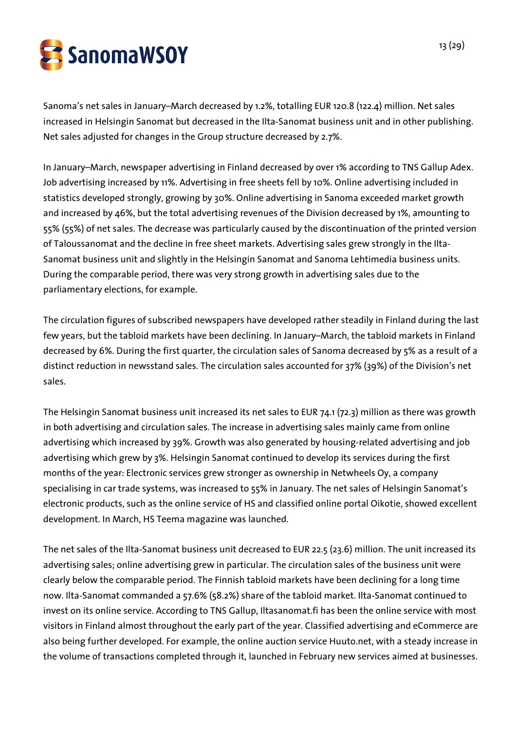Sanoma's net sales in January–March decreased by 1.2%, totalling EUR 120.8 (122.4) million. Net sales increased in Helsingin Sanomat but decreased in the Ilta-Sanomat business unit and in other publishing. Net sales adjusted for changes in the Group structure decreased by 2.7%.

In January–March, newspaper advertising in Finland decreased by over 1% according to TNS Gallup Adex. Job advertising increased by 11%. Advertising in free sheets fell by 10%. Online advertising included in statistics developed strongly, growing by 30%. Online advertising in Sanoma exceeded market growth and increased by 46%, but the total advertising revenues of the Division decreased by 1%, amounting to 55% (55%) of net sales. The decrease was particularly caused by the discontinuation of the printed version of Taloussanomat and the decline in free sheet markets. Advertising sales grew strongly in the Ilta-Sanomat business unit and slightly in the Helsingin Sanomat and Sanoma Lehtimedia business units. During the comparable period, there was very strong growth in advertising sales due to the parliamentary elections, for example.

The circulation figures of subscribed newspapers have developed rather steadily in Finland during the last few years, but the tabloid markets have been declining. In January–March, the tabloid markets in Finland decreased by 6%. During the first quarter, the circulation sales of Sanoma decreased by 5% as a result of a distinct reduction in newsstand sales. The circulation sales accounted for 37% (39%) of the Division's net sales.

The Helsingin Sanomat business unit increased its net sales to EUR 74.1 (72.3) million as there was growth in both advertising and circulation sales. The increase in advertising sales mainly came from online advertising which increased by 39%. Growth was also generated by housing-related advertising and job advertising which grew by 3%. Helsingin Sanomat continued to develop its services during the first months of the year: Electronic services grew stronger as ownership in Netwheels Oy, a company specialising in car trade systems, was increased to 55% in January. The net sales of Helsingin Sanomat's electronic products, such as the online service of HS and classified online portal Oikotie, showed excellent development. In March, HS Teema magazine was launched.

The net sales of the Ilta-Sanomat business unit decreased to EUR 22.5 (23.6) million. The unit increased its advertising sales; online advertising grew in particular. The circulation sales of the business unit were clearly below the comparable period. The Finnish tabloid markets have been declining for a long time now. Ilta-Sanomat commanded a 57.6% (58.2%) share of the tabloid market. Ilta-Sanomat continued to invest on its online service. According to TNS Gallup, Iltasanomat.fi has been the online service with most visitors in Finland almost throughout the early part of the year. Classified advertising and eCommerce are also being further developed. For example, the online auction service Huuto.net, with a steady increase in the volume of transactions completed through it, launched in February new services aimed at businesses.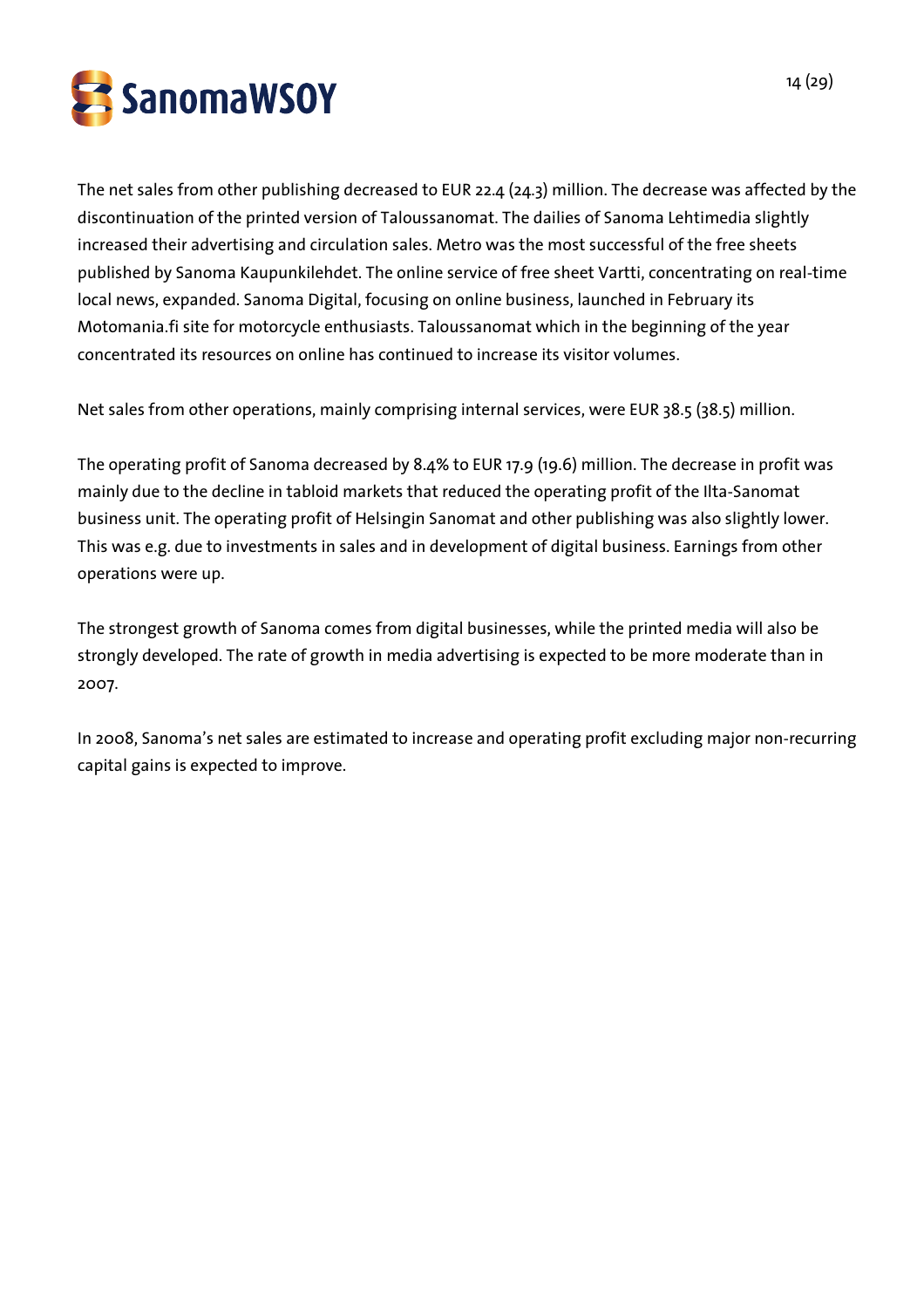The net sales from other publishing decreased to EUR 22.4 (24.3) million. The decrease was affected by the discontinuation of the printed version of Taloussanomat. The dailies of Sanoma Lehtimedia slightly increased their advertising and circulation sales. Metro was the most successful of the free sheets published by Sanoma Kaupunkilehdet. The online service of free sheet Vartti, concentrating on real-time local news, expanded. Sanoma Digital, focusing on online business, launched in February its Motomania.fi site for motorcycle enthusiasts. Taloussanomat which in the beginning of the year concentrated its resources on online has continued to increase its visitor volumes.

Net sales from other operations, mainly comprising internal services, were EUR 38.5 (38.5) million.

The operating profit of Sanoma decreased by 8.4% to EUR 17.9 (19.6) million. The decrease in profit was mainly due to the decline in tabloid markets that reduced the operating profit of the Ilta-Sanomat business unit. The operating profit of Helsingin Sanomat and other publishing was also slightly lower. This was e.g. due to investments in sales and in development of digital business. Earnings from other operations were up.

The strongest growth of Sanoma comes from digital businesses, while the printed media will also be strongly developed. The rate of growth in media advertising is expected to be more moderate than in 2007.

In 2008, Sanoma's net sales are estimated to increase and operating profit excluding major non-recurring capital gains is expected to improve.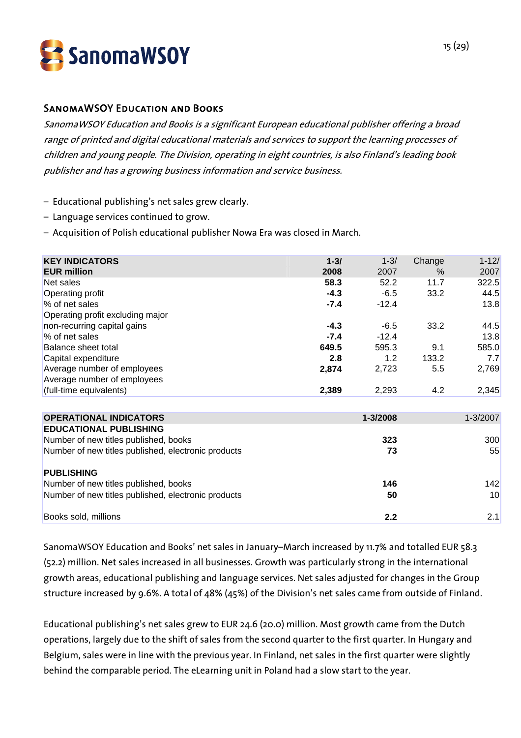## SanomaWSOY Education and Books

*SanomaWSOY Education and Books is a significant European educational publisher offering a broad range of printed and digital educational materials and services to support the learning processes of children and young people. The Division, operating in eight countries, is also Finland's leading book publisher and has a growing business information and service business.*

- Educational publishing's net sales grew clearly.
- Language services continued to grow.
- Acquisition of Polish educational publisher Nowa Era was closed in March.

| KEY INDICATORS<br>EUR million | 1-3/<br>2008 | 1-3/<br>2007 | Change<br>% | 1-12/<br>2007 |
|---|---|---|---|---|
| Net sales | **58.3** | 52.2 | 11.7 | 322.5 |
| Operating profit | **-4.3** | -6.5 | 33.2 | 44.5 |
| % of net sales | **-7.4** | -12.4 | | 13.8 |
| Operating profit excluding major non-recurring capital gains | **-4.3** | -6.5 | 33.2 | 44.5 |
| % of net sales | **-7.4** | -12.4 | | 13.8 |
| Balance sheet total | **649.5** | 595.3 | 9.1 | 585.0 |
| Capital expenditure | **2.8** | 1.2 | 133.2 | 7.7 |
| Average number of employees | **2,874** | 2,723 | 5.5 | 2,769 |
| Average number of employees (full-time equivalents) | **2,389** | 2,293 | 4.2 | 2,345 |

| OPERATIONAL INDICATORS | 1-3/2008 | 1-3/2007 |
|---|---|---|
| **EDUCATIONAL PUBLISHING** | | |
| Number of new titles published, books | **323** | 300 |
| Number of new titles published, electronic products | **73** | 55 |
| **PUBLISHING** | | |
| Number of new titles published, books | **146** | 142 |
| Number of new titles published, electronic products | **50** | 10 |
| Books sold, millions | **2.2** | 2.1 |

SanomaWSOY Education and Books' net sales in January–March increased by 11.7% and totalled EUR 58.3 (52.2) million. Net sales increased in all businesses. Growth was particularly strong in the international growth areas, educational publishing and language services. Net sales adjusted for changes in the Group structure increased by 9.6%. A total of 48% (45%) of the Division's net sales came from outside of Finland.

Educational publishing's net sales grew to EUR 24.6 (20.0) million. Most growth came from the Dutch operations, largely due to the shift of sales from the second quarter to the first quarter. In Hungary and Belgium, sales were in line with the previous year. In Finland, net sales in the first quarter were slightly behind the comparable period. The eLearning unit in Poland had a slow start to the year.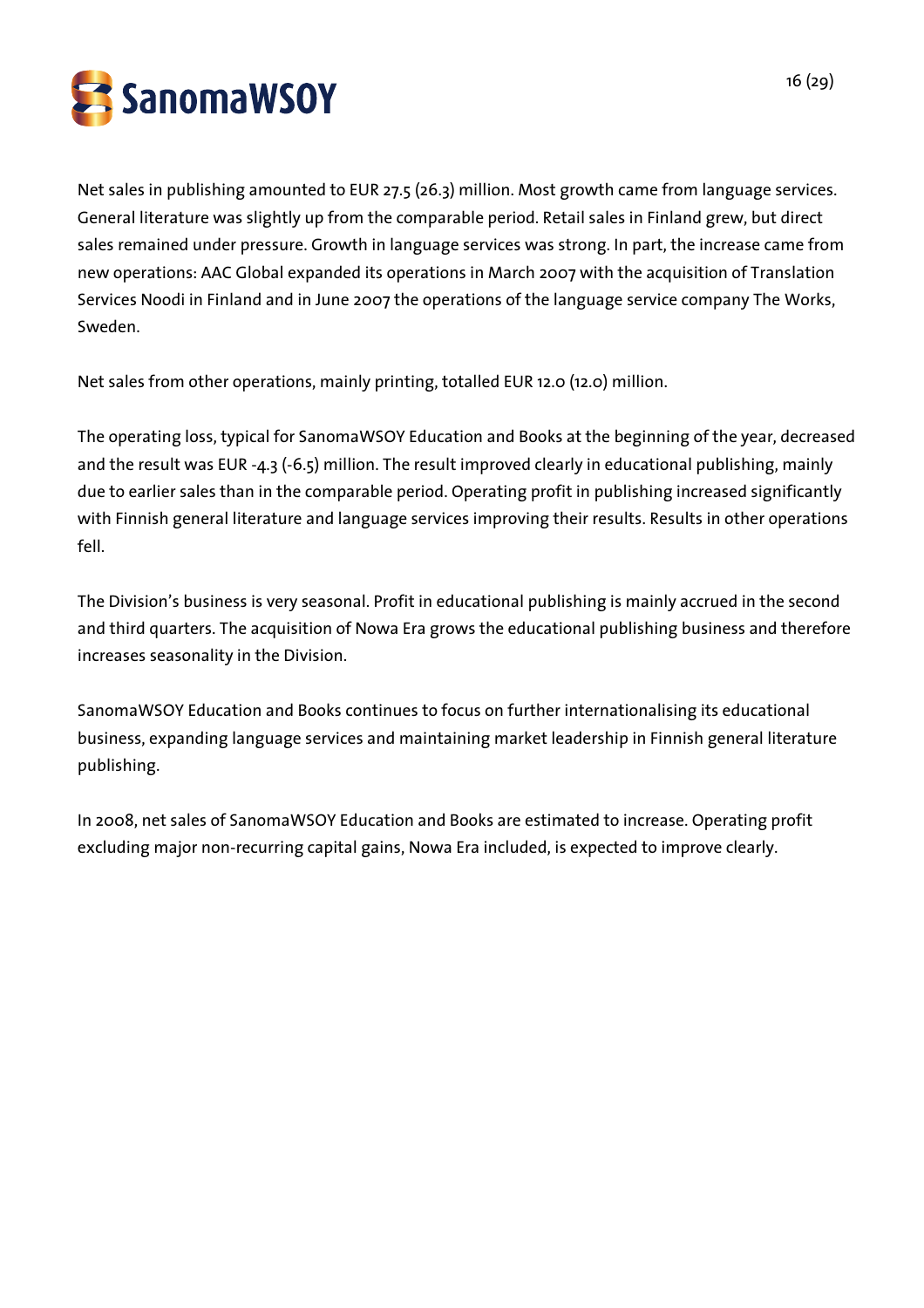Net sales in publishing amounted to EUR 27.5 (26.3) million. Most growth came from language services. General literature was slightly up from the comparable period. Retail sales in Finland grew, but direct sales remained under pressure. Growth in language services was strong. In part, the increase came from new operations: AAC Global expanded its operations in March 2007 with the acquisition of Translation Services Noodi in Finland and in June 2007 the operations of the language service company The Works, Sweden.

Net sales from other operations, mainly printing, totalled EUR 12.0 (12.0) million.

The operating loss, typical for SanomaWSOY Education and Books at the beginning of the year, decreased and the result was EUR -4.3 (-6.5) million. The result improved clearly in educational publishing, mainly due to earlier sales than in the comparable period. Operating profit in publishing increased significantly with Finnish general literature and language services improving their results. Results in other operations fell.

The Division's business is very seasonal. Profit in educational publishing is mainly accrued in the second and third quarters. The acquisition of Nowa Era grows the educational publishing business and therefore increases seasonality in the Division.

SanomaWSOY Education and Books continues to focus on further internationalising its educational business, expanding language services and maintaining market leadership in Finnish general literature publishing.

In 2008, net sales of SanomaWSOY Education and Books are estimated to increase. Operating profit excluding major non-recurring capital gains, Nowa Era included, is expected to improve clearly.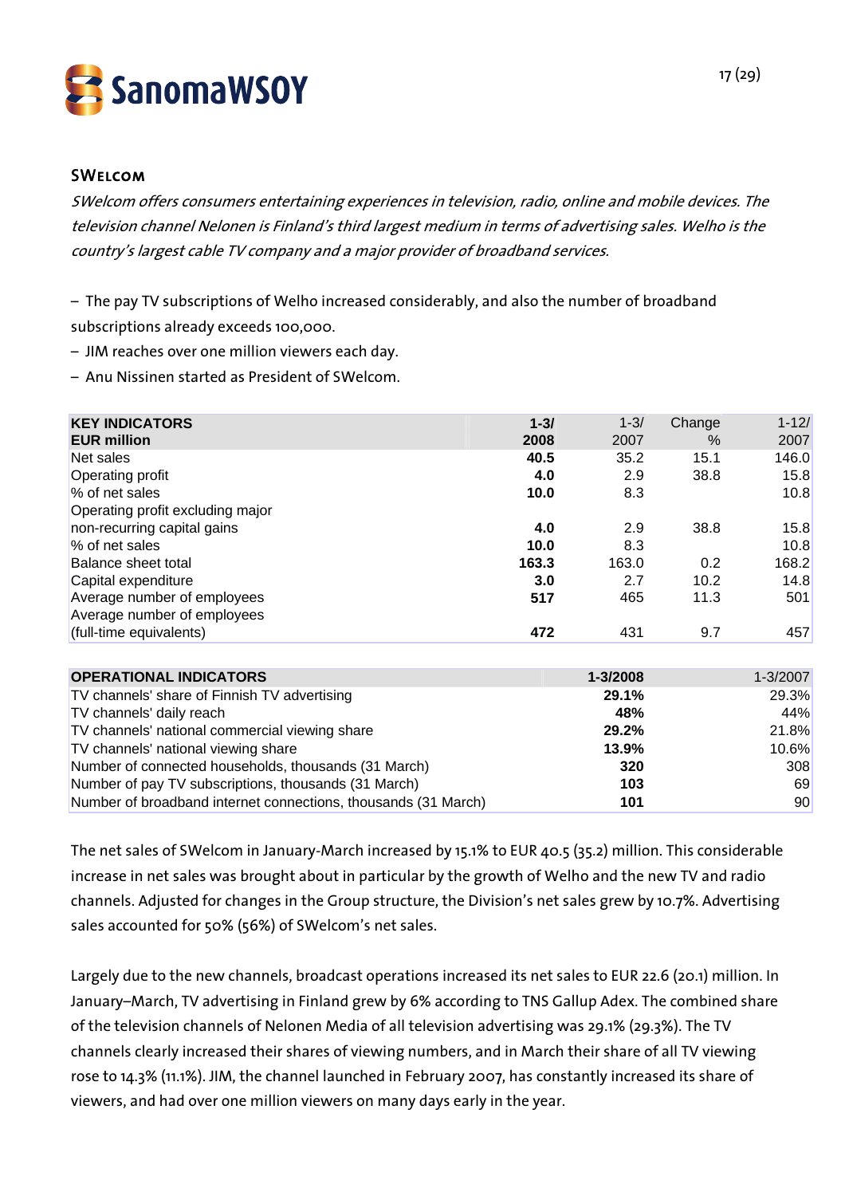## SWelcom

*SWelcom offers consumers entertaining experiences in television, radio, online and mobile devices. The television channel Nelonen is Finland's third largest medium in terms of advertising sales. Welho is the country's largest cable TV company and a major provider of broadband services.*

- The pay TV subscriptions of Welho increased considerably, and also the number of broadband subscriptions already exceeds 100,000.
- JIM reaches over one million viewers each day.
- Anu Nissinen started as President of SWelcom.

| **KEY INDICATORS EUR million** | **1-3/ 2008** | 1-3/ 2007 | Change % | 1-12/ 2007 |
|---|---|---|---|---|
| Net sales | **40.5** | 35.2 | 15.1 | 146.0 |
| Operating profit | **4.0** | 2.9 | 38.8 | 15.8 |
| % of net sales | **10.0** | 8.3 | | 10.8 |
| Operating profit excluding major non-recurring capital gains | **4.0** | 2.9 | 38.8 | 15.8 |
| % of net sales | **10.0** | 8.3 | | 10.8 |
| Balance sheet total | **163.3** | 163.0 | 0.2 | 168.2 |
| Capital expenditure | **3.0** | 2.7 | 10.2 | 14.8 |
| Average number of employees | **517** | 465 | 11.3 | 501 |
| Average number of employees (full-time equivalents) | **472** | 431 | 9.7 | 457 |

| **OPERATIONAL INDICATORS** | **1-3/2008** | 1-3/2007 |
|---|---|---|
| TV channels' share of Finnish TV advertising | **29.1%** | 29.3% |
| TV channels' daily reach | **48%** | 44% |
| TV channels' national commercial viewing share | **29.2%** | 21.8% |
| TV channels' national viewing share | **13.9%** | 10.6% |
| Number of connected households, thousands (31 March) | **320** | 308 |
| Number of pay TV subscriptions, thousands (31 March) | **103** | 69 |
| Number of broadband internet connections, thousands (31 March) | **101** | 90 |

The net sales of SWelcom in January-March increased by 15.1% to EUR 40.5 (35.2) million. This considerable increase in net sales was brought about in particular by the growth of Welho and the new TV and radio channels. Adjusted for changes in the Group structure, the Division's net sales grew by 10.7%. Advertising sales accounted for 50% (56%) of SWelcom's net sales.

Largely due to the new channels, broadcast operations increased its net sales to EUR 22.6 (20.1) million. In January–March, TV advertising in Finland grew by 6% according to TNS Gallup Adex. The combined share of the television channels of Nelonen Media of all television advertising was 29.1% (29.3%). The TV channels clearly increased their shares of viewing numbers, and in March their share of all TV viewing rose to 14.3% (11.1%). JIM, the channel launched in February 2007, has constantly increased its share of viewers, and had over one million viewers on many days early in the year.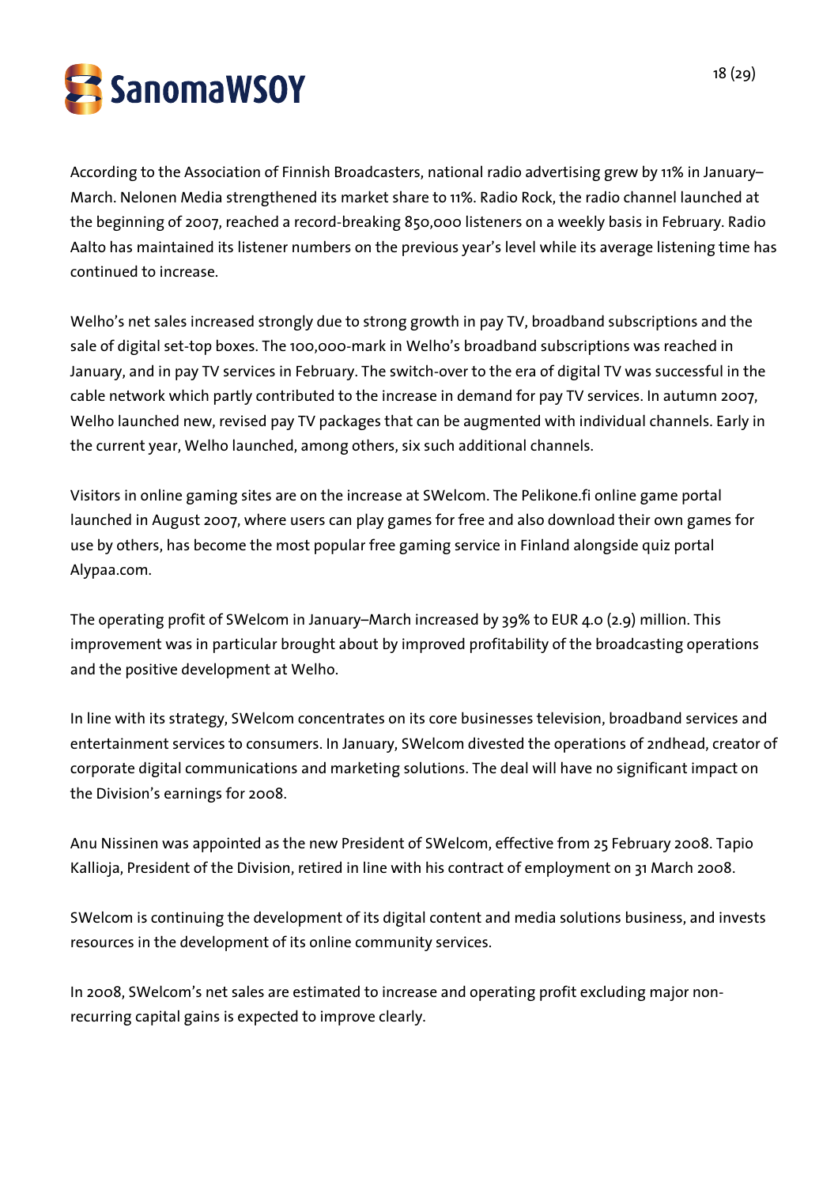According to the Association of Finnish Broadcasters, national radio advertising grew by 11% in January–March. Nelonen Media strengthened its market share to 11%. Radio Rock, the radio channel launched at the beginning of 2007, reached a record-breaking 850,000 listeners on a weekly basis in February. Radio Aalto has maintained its listener numbers on the previous year's level while its average listening time has continued to increase.

Welho's net sales increased strongly due to strong growth in pay TV, broadband subscriptions and the sale of digital set-top boxes. The 100,000-mark in Welho's broadband subscriptions was reached in January, and in pay TV services in February. The switch-over to the era of digital TV was successful in the cable network which partly contributed to the increase in demand for pay TV services. In autumn 2007, Welho launched new, revised pay TV packages that can be augmented with individual channels. Early in the current year, Welho launched, among others, six such additional channels.

Visitors in online gaming sites are on the increase at SWelcom. The Pelikone.fi online game portal launched in August 2007, where users can play games for free and also download their own games for use by others, has become the most popular free gaming service in Finland alongside quiz portal Alypaa.com.

The operating profit of SWelcom in January–March increased by 39% to EUR 4.0 (2.9) million. This improvement was in particular brought about by improved profitability of the broadcasting operations and the positive development at Welho.

In line with its strategy, SWelcom concentrates on its core businesses television, broadband services and entertainment services to consumers. In January, SWelcom divested the operations of 2ndhead, creator of corporate digital communications and marketing solutions. The deal will have no significant impact on the Division's earnings for 2008.

Anu Nissinen was appointed as the new President of SWelcom, effective from 25 February 2008. Tapio Kallioja, President of the Division, retired in line with his contract of employment on 31 March 2008.

SWelcom is continuing the development of its digital content and media solutions business, and invests resources in the development of its online community services.

In 2008, SWelcom's net sales are estimated to increase and operating profit excluding major non-recurring capital gains is expected to improve clearly.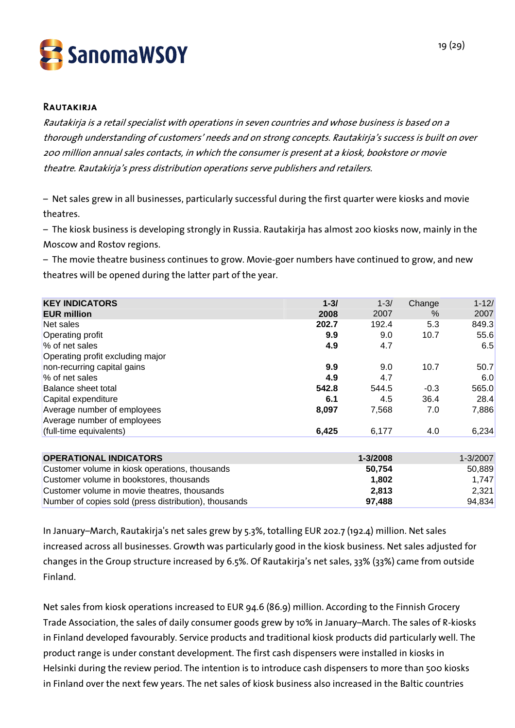## Rautakirja

*Rautakirja is a retail specialist with operations in seven countries and whose business is based on a thorough understanding of customers' needs and on strong concepts. Rautakirja's success is built on over 200 million annual sales contacts, in which the consumer is present at a kiosk, bookstore or movie theatre. Rautakirja's press distribution operations serve publishers and retailers.*

– Net sales grew in all businesses, particularly successful during the first quarter were kiosks and movie theatres.
– The kiosk business is developing strongly in Russia. Rautakirja has almost 200 kiosks now, mainly in the Moscow and Rostov regions.
– The movie theatre business continues to grow. Movie-goer numbers have continued to grow, and new theatres will be opened during the latter part of the year.

| **KEY INDICATORS EUR million** | **1-3/ 2008** | 1-3/ 2007 | Change % | 1-12/ 2007 |
|---|---|---|---|---|
| Net sales | **202.7** | 192.4 | 5.3 | 849.3 |
| Operating profit | **9.9** | 9.0 | 10.7 | 55.6 |
| % of net sales | **4.9** | 4.7 | | 6.5 |
| Operating profit excluding major non-recurring capital gains | **9.9** | 9.0 | 10.7 | 50.7 |
| % of net sales | **4.9** | 4.7 | | 6.0 |
| Balance sheet total | **542.8** | 544.5 | -0.3 | 565.0 |
| Capital expenditure | **6.1** | 4.5 | 36.4 | 28.4 |
| Average number of employees | **8,097** | 7,568 | 7.0 | 7,886 |
| Average number of employees (full-time equivalents) | **6,425** | 6,177 | 4.0 | 6,234 |

| **OPERATIONAL INDICATORS** | **1-3/2008** | 1-3/2007 |
|---|---|---|
| Customer volume in kiosk operations, thousands | **50,754** | 50,889 |
| Customer volume in bookstores, thousands | **1,802** | 1,747 |
| Customer volume in movie theatres, thousands | **2,813** | 2,321 |
| Number of copies sold (press distribution), thousands | **97,488** | 94,834 |

In January–March, Rautakirja's net sales grew by 5.3%, totalling EUR 202.7 (192.4) million. Net sales increased across all businesses. Growth was particularly good in the kiosk business. Net sales adjusted for changes in the Group structure increased by 6.5%. Of Rautakirja's net sales, 33% (33%) came from outside Finland.

Net sales from kiosk operations increased to EUR 94.6 (86.9) million. According to the Finnish Grocery Trade Association, the sales of daily consumer goods grew by 10% in January–March. The sales of R-kiosks in Finland developed favourably. Service products and traditional kiosk products did particularly well. The product range is under constant development. The first cash dispensers were installed in kiosks in Helsinki during the review period. The intention is to introduce cash dispensers to more than 500 kiosks in Finland over the next few years. The net sales of kiosk business also increased in the Baltic countries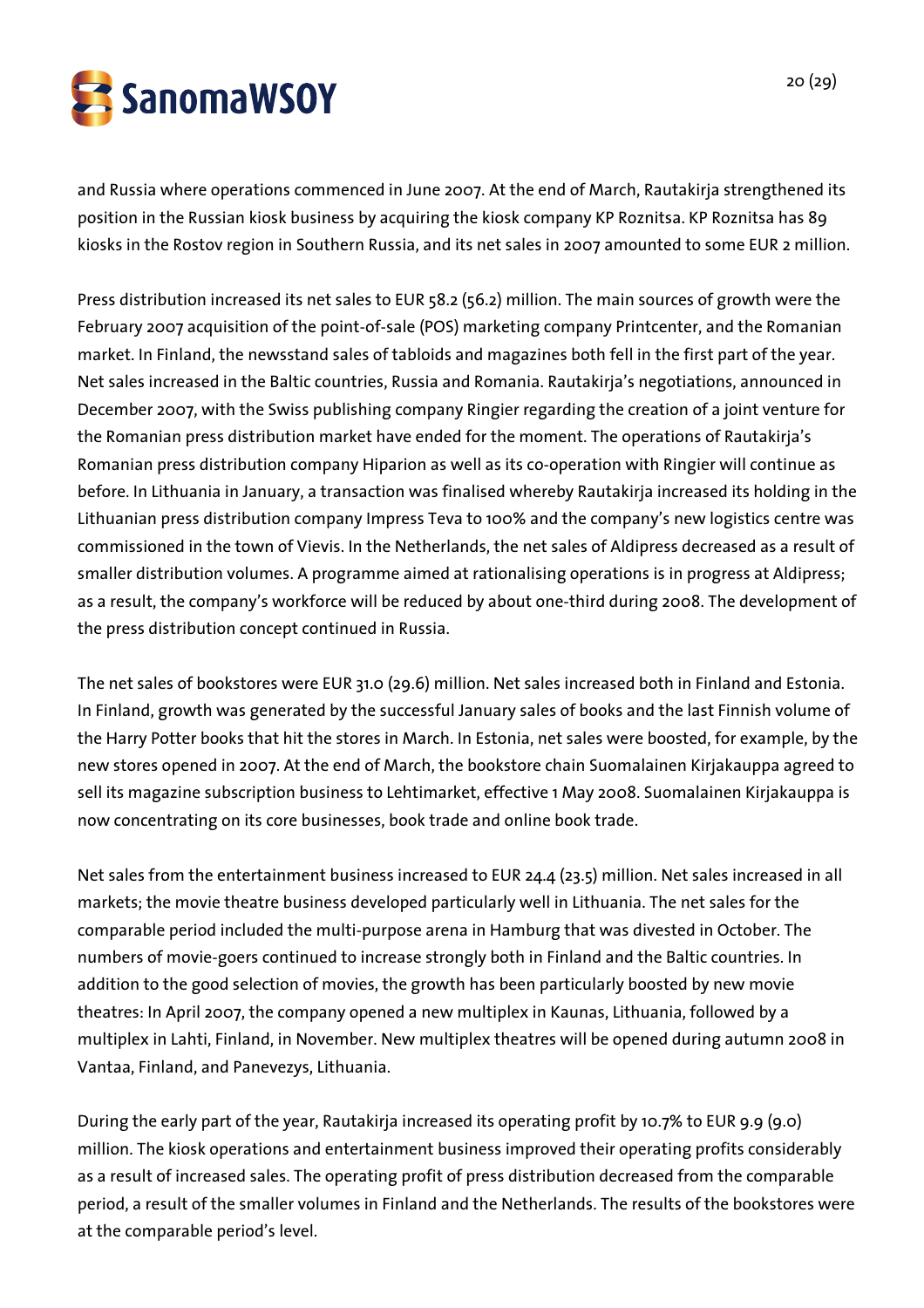and Russia where operations commenced in June 2007. At the end of March, Rautakirja strengthened its position in the Russian kiosk business by acquiring the kiosk company KP Roznitsa. KP Roznitsa has 89 kiosks in the Rostov region in Southern Russia, and its net sales in 2007 amounted to some EUR 2 million.

Press distribution increased its net sales to EUR 58.2 (56.2) million. The main sources of growth were the February 2007 acquisition of the point-of-sale (POS) marketing company Printcenter, and the Romanian market. In Finland, the newsstand sales of tabloids and magazines both fell in the first part of the year. Net sales increased in the Baltic countries, Russia and Romania. Rautakirja's negotiations, announced in December 2007, with the Swiss publishing company Ringier regarding the creation of a joint venture for the Romanian press distribution market have ended for the moment. The operations of Rautakirja's Romanian press distribution company Hiparion as well as its co-operation with Ringier will continue as before. In Lithuania in January, a transaction was finalised whereby Rautakirja increased its holding in the Lithuanian press distribution company Impress Teva to 100% and the company's new logistics centre was commissioned in the town of Vievis. In the Netherlands, the net sales of Aldipress decreased as a result of smaller distribution volumes. A programme aimed at rationalising operations is in progress at Aldipress; as a result, the company's workforce will be reduced by about one-third during 2008. The development of the press distribution concept continued in Russia.

The net sales of bookstores were EUR 31.0 (29.6) million. Net sales increased both in Finland and Estonia. In Finland, growth was generated by the successful January sales of books and the last Finnish volume of the Harry Potter books that hit the stores in March. In Estonia, net sales were boosted, for example, by the new stores opened in 2007. At the end of March, the bookstore chain Suomalainen Kirjakauppa agreed to sell its magazine subscription business to Lehtimarket, effective 1 May 2008. Suomalainen Kirjakauppa is now concentrating on its core businesses, book trade and online book trade.

Net sales from the entertainment business increased to EUR 24.4 (23.5) million. Net sales increased in all markets; the movie theatre business developed particularly well in Lithuania. The net sales for the comparable period included the multi-purpose arena in Hamburg that was divested in October. The numbers of movie-goers continued to increase strongly both in Finland and the Baltic countries. In addition to the good selection of movies, the growth has been particularly boosted by new movie theatres: In April 2007, the company opened a new multiplex in Kaunas, Lithuania, followed by a multiplex in Lahti, Finland, in November. New multiplex theatres will be opened during autumn 2008 in Vantaa, Finland, and Panevezys, Lithuania.

During the early part of the year, Rautakirja increased its operating profit by 10.7% to EUR 9.9 (9.0) million. The kiosk operations and entertainment business improved their operating profits considerably as a result of increased sales. The operating profit of press distribution decreased from the comparable period, a result of the smaller volumes in Finland and the Netherlands. The results of the bookstores were at the comparable period's level.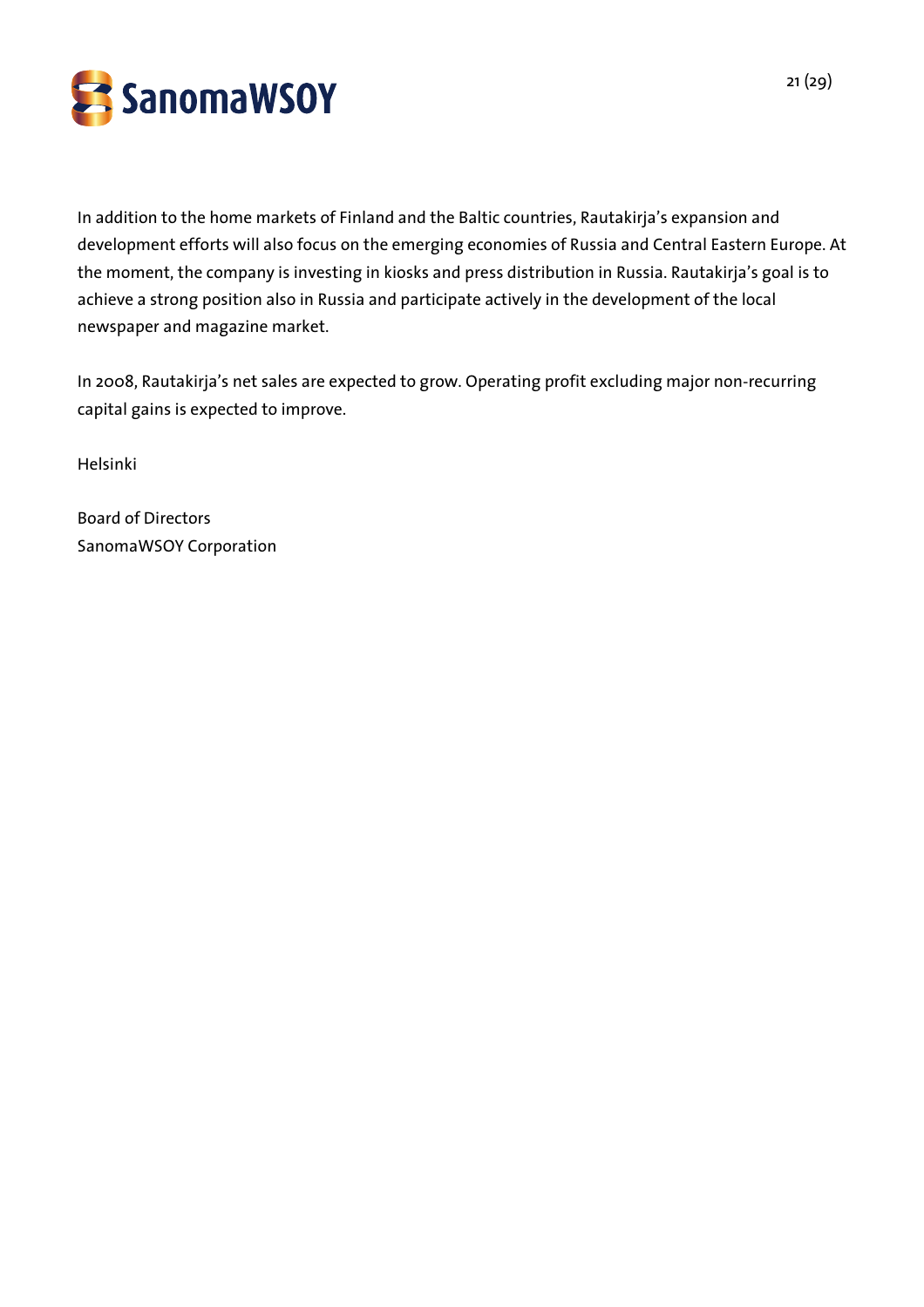In addition to the home markets of Finland and the Baltic countries, Rautakirja's expansion and development efforts will also focus on the emerging economies of Russia and Central Eastern Europe. At the moment, the company is investing in kiosks and press distribution in Russia. Rautakirja's goal is to achieve a strong position also in Russia and participate actively in the development of the local newspaper and magazine market.

In 2008, Rautakirja's net sales are expected to grow. Operating profit excluding major non-recurring capital gains is expected to improve.

Helsinki

Board of Directors
SanomaWSOY Corporation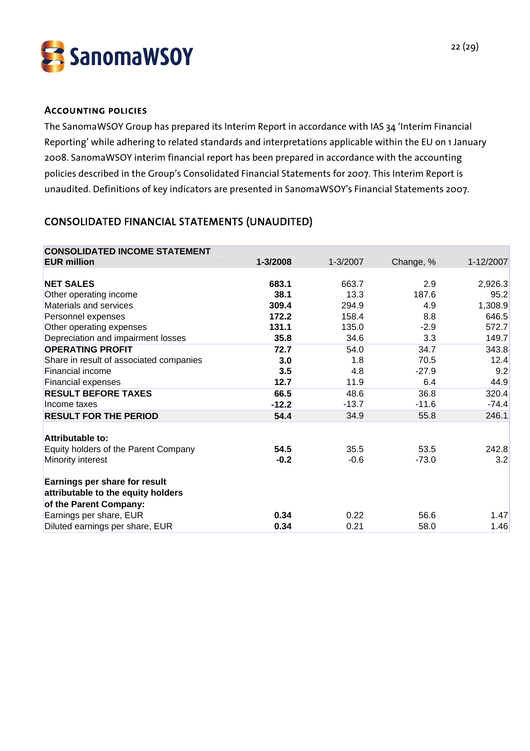## Accounting policies

The SanomaWSOY Group has prepared its Interim Report in accordance with IAS 34 'Interim Financial Reporting' while adhering to related standards and interpretations applicable within the EU on 1 January 2008. SanomaWSOY interim financial report has been prepared in accordance with the accounting policies described in the Group's Consolidated Financial Statements for 2007. This Interim Report is unaudited. Definitions of key indicators are presented in SanomaWSOY's Financial Statements 2007.

## CONSOLIDATED FINANCIAL STATEMENTS (UNAUDITED)

| **CONSOLIDATED INCOME STATEMENT**<br>**EUR million** | **1-3/2008** | 1-3/2007 | Change, % | 1-12/2007 |
|---|---|---|---|---|
| **NET SALES** | **683.1** | 663.7 | 2.9 | 2,926.3 |
| Other operating income | **38.1** | 13.3 | 187.6 | 95.2 |
| Materials and services | **309.4** | 294.9 | 4.9 | 1,308.9 |
| Personnel expenses | **172.2** | 158.4 | 8.8 | 646.5 |
| Other operating expenses | **131.1** | 135.0 | -2.9 | 572.7 |
| Depreciation and impairment losses | **35.8** | 34.6 | 3.3 | 149.7 |
| **OPERATING PROFIT** | **72.7** | 54.0 | 34.7 | 343.8 |
| Share in result of associated companies | **3.0** | 1.8 | 70.5 | 12.4 |
| Financial income | **3.5** | 4.8 | -27.9 | 9.2 |
| Financial expenses | **12.7** | 11.9 | 6.4 | 44.9 |
| **RESULT BEFORE TAXES** | **66.5** | 48.6 | 36.8 | 320.4 |
| Income taxes | **-12.2** | -13.7 | -11.6 | -74.4 |
| **RESULT FOR THE PERIOD** | **54.4** | 34.9 | 55.8 | 246.1 |
| | | | | |
| **Attributable to:** | | | | |
| Equity holders of the Parent Company | **54.5** | 35.5 | 53.5 | 242.8 |
| Minority interest | **-0.2** | -0.6 | -73.0 | 3.2 |
| | | | | |
| **Earnings per share for result attributable to the equity holders of the Parent Company:** | | | | |
| Earnings per share, EUR | **0.34** | 0.22 | 56.6 | 1.47 |
| Diluted earnings per share, EUR | **0.34** | 0.21 | 58.0 | 1.46 |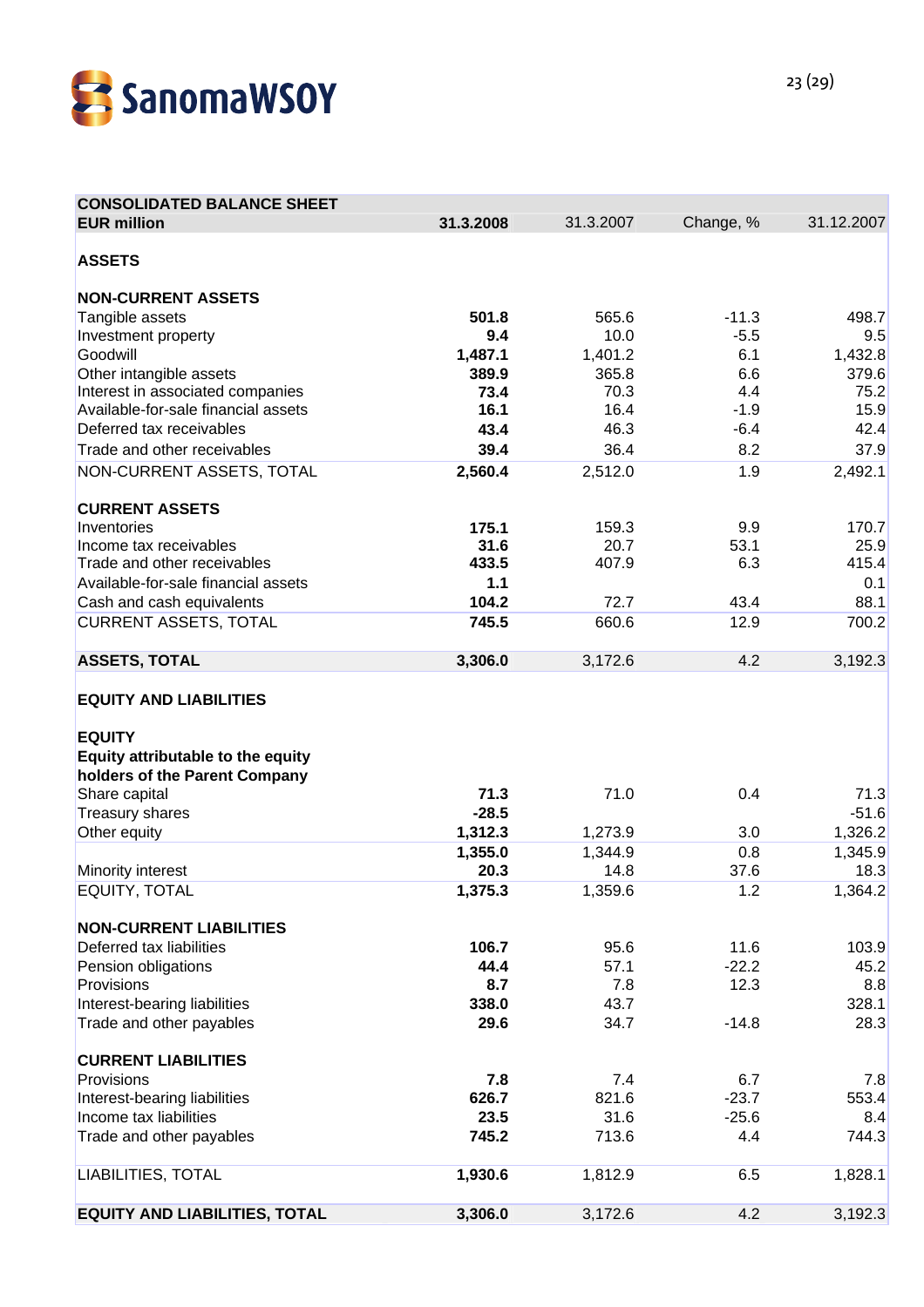| CONSOLIDATED BALANCE SHEET<br>EUR million | 31.3.2008 | 31.3.2007 | Change, % | 31.12.2007 |
|---|---|---|---|---|
| **ASSETS** | | | | |
| **NON-CURRENT ASSETS** | | | | |
| Tangible assets | **501.8** | 565.6 | -11.3 | 498.7 |
| Investment property | **9.4** | 10.0 | -5.5 | 9.5 |
| Goodwill | **1,487.1** | 1,401.2 | 6.1 | 1,432.8 |
| Other intangible assets | **389.9** | 365.8 | 6.6 | 379.6 |
| Interest in associated companies | **73.4** | 70.3 | 4.4 | 75.2 |
| Available-for-sale financial assets | **16.1** | 16.4 | -1.9 | 15.9 |
| Deferred tax receivables | **43.4** | 46.3 | -6.4 | 42.4 |
| Trade and other receivables | **39.4** | 36.4 | 8.2 | 37.9 |
| NON-CURRENT ASSETS, TOTAL | **2,560.4** | 2,512.0 | 1.9 | 2,492.1 |
| **CURRENT ASSETS** | | | | |
| Inventories | **175.1** | 159.3 | 9.9 | 170.7 |
| Income tax receivables | **31.6** | 20.7 | 53.1 | 25.9 |
| Trade and other receivables | **433.5** | 407.9 | 6.3 | 415.4 |
| Available-for-sale financial assets | **1.1** | | | 0.1 |
| Cash and cash equivalents | **104.2** | 72.7 | 43.4 | 88.1 |
| CURRENT ASSETS, TOTAL | **745.5** | 660.6 | 12.9 | 700.2 |
| **ASSETS, TOTAL** | **3,306.0** | 3,172.6 | 4.2 | 3,192.3 |
| **EQUITY AND LIABILITIES** | | | | |
| **EQUITY** | | | | |
| **Equity attributable to the equity holders of the Parent Company** | | | | |
| Share capital | **71.3** | 71.0 | 0.4 | 71.3 |
| Treasury shares | **-28.5** | | | -51.6 |
| Other equity | **1,312.3** | 1,273.9 | 3.0 | 1,326.2 |
| | **1,355.0** | 1,344.9 | 0.8 | 1,345.9 |
| Minority interest | **20.3** | 14.8 | 37.6 | 18.3 |
| EQUITY, TOTAL | **1,375.3** | 1,359.6 | 1.2 | 1,364.2 |
| **NON-CURRENT LIABILITIES** | | | | |
| Deferred tax liabilities | **106.7** | 95.6 | 11.6 | 103.9 |
| Pension obligations | **44.4** | 57.1 | -22.2 | 45.2 |
| Provisions | **8.7** | 7.8 | 12.3 | 8.8 |
| Interest-bearing liabilities | **338.0** | 43.7 | | 328.1 |
| Trade and other payables | **29.6** | 34.7 | -14.8 | 28.3 |
| **CURRENT LIABILITIES** | | | | |
| Provisions | **7.8** | 7.4 | 6.7 | 7.8 |
| Interest-bearing liabilities | **626.7** | 821.6 | -23.7 | 553.4 |
| Income tax liabilities | **23.5** | 31.6 | -25.6 | 8.4 |
| Trade and other payables | **745.2** | 713.6 | 4.4 | 744.3 |
| LIABILITIES, TOTAL | **1,930.6** | 1,812.9 | 6.5 | 1,828.1 |
| **EQUITY AND LIABILITIES, TOTAL** | **3,306.0** | 3,172.6 | 4.2 | 3,192.3 |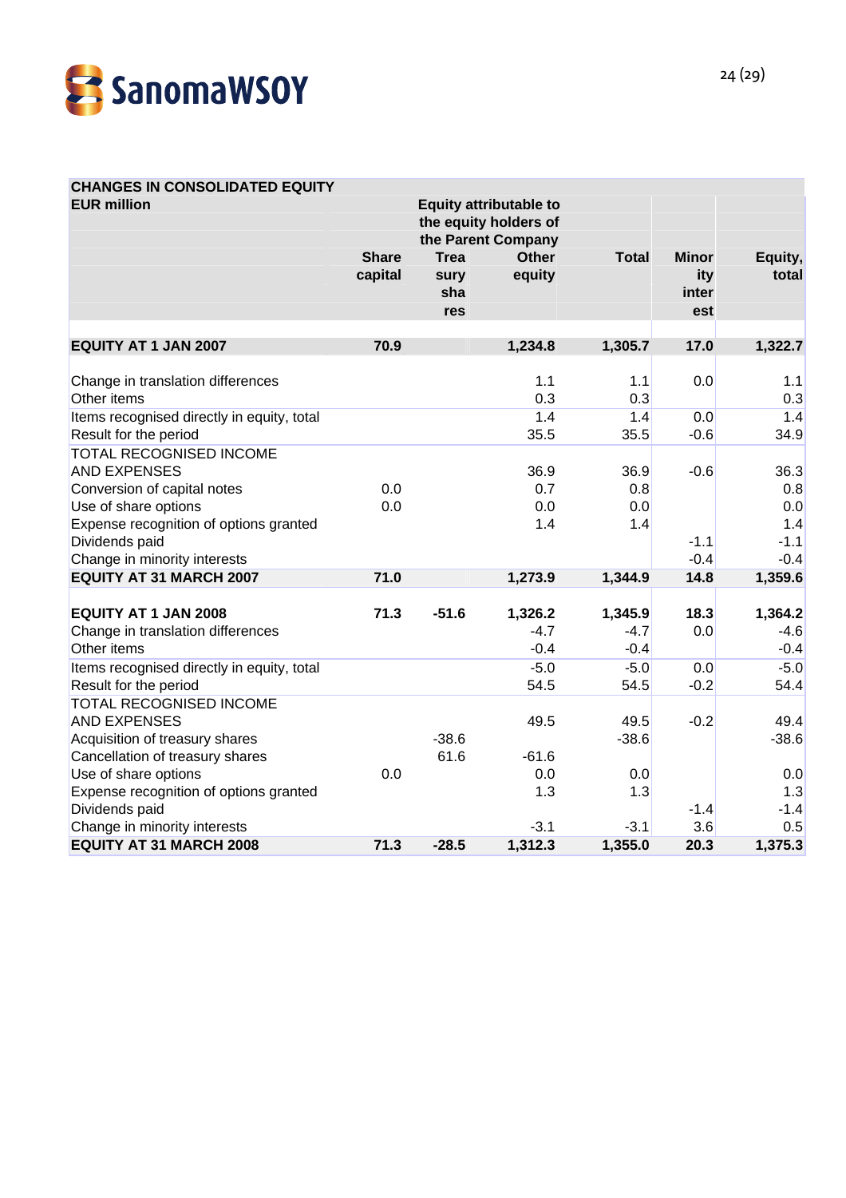## CHANGES IN CONSOLIDATED EQUITY

| EUR million | Equity attributable to the equity holders of the Parent Company | | | | | |
|---|---|---|---|---|---|---|
| | Share capital | Treasury shares | Other equity | Total | Minority interest | Equity, total |
| **EQUITY AT 1 JAN 2007** | **70.9** | | **1,234.8** | **1,305.7** | **17.0** | **1,322.7** |
| Change in translation differences | | | 1.1 | 1.1 | 0.0 | 1.1 |
| Other items | | | 0.3 | 0.3 | | 0.3 |
| Items recognised directly in equity, total | | | 1.4 | 1.4 | 0.0 | 1.4 |
| Result for the period | | | 35.5 | 35.5 | -0.6 | 34.9 |
| TOTAL RECOGNISED INCOME AND EXPENSES | | | 36.9 | 36.9 | -0.6 | 36.3 |
| Conversion of capital notes | 0.0 | | 0.7 | 0.8 | | 0.8 |
| Use of share options | 0.0 | | 0.0 | 0.0 | | 0.0 |
| Expense recognition of options granted | | | 1.4 | 1.4 | | 1.4 |
| Dividends paid | | | | | -1.1 | -1.1 |
| Change in minority interests | | | | | -0.4 | -0.4 |
| **EQUITY AT 31 MARCH 2007** | **71.0** | | **1,273.9** | **1,344.9** | **14.8** | **1,359.6** |
| **EQUITY AT 1 JAN 2008** | **71.3** | **-51.6** | **1,326.2** | **1,345.9** | **18.3** | **1,364.2** |
| Change in translation differences | | | -4.7 | -4.7 | 0.0 | -4.6 |
| Other items | | | -0.4 | -0.4 | | -0.4 |
| Items recognised directly in equity, total | | | -5.0 | -5.0 | 0.0 | -5.0 |
| Result for the period | | | 54.5 | 54.5 | -0.2 | 54.4 |
| TOTAL RECOGNISED INCOME AND EXPENSES | | | 49.5 | 49.5 | -0.2 | 49.4 |
| Acquisition of treasury shares | | -38.6 | | -38.6 | | -38.6 |
| Cancellation of treasury shares | | 61.6 | -61.6 | | | |
| Use of share options | 0.0 | | 0.0 | 0.0 | | 0.0 |
| Expense recognition of options granted | | | 1.3 | 1.3 | | 1.3 |
| Dividends paid | | | | | -1.4 | -1.4 |
| Change in minority interests | | | -3.1 | -3.1 | 3.6 | 0.5 |
| **EQUITY AT 31 MARCH 2008** | **71.3** | **-28.5** | **1,312.3** | **1,355.0** | **20.3** | **1,375.3** |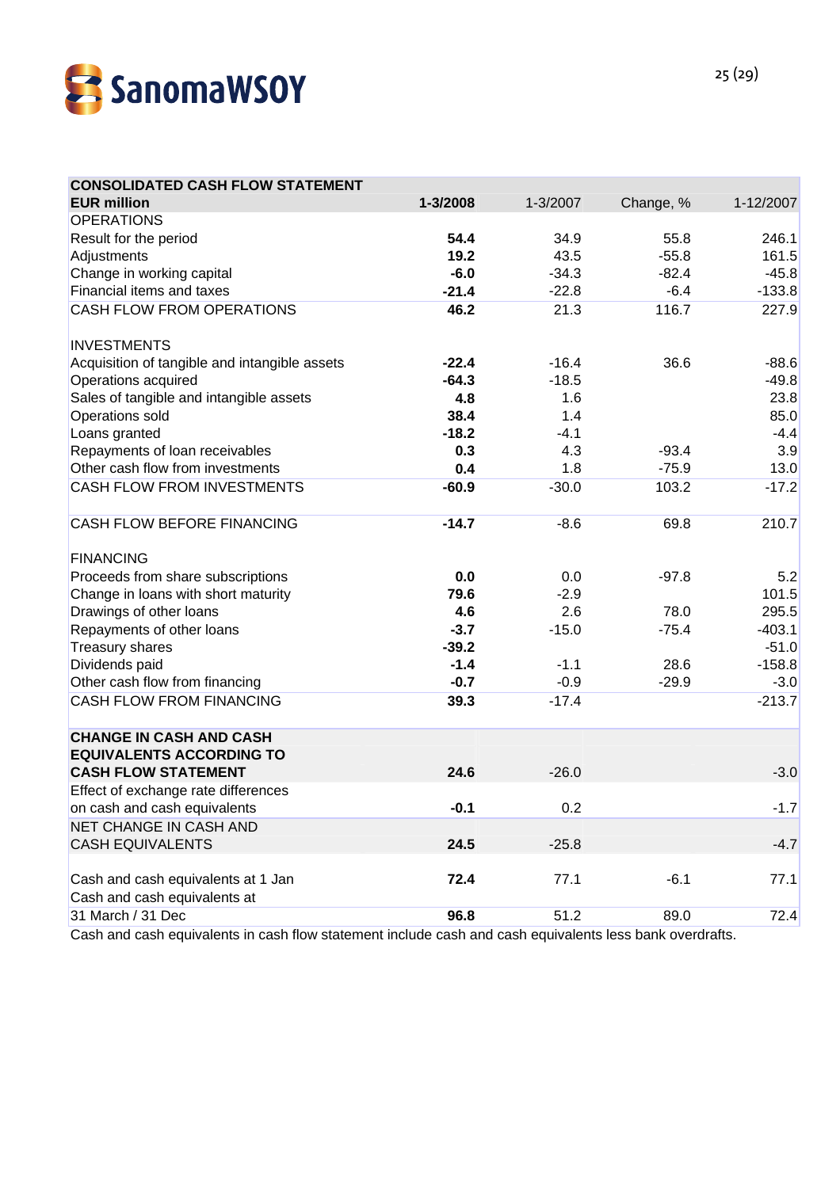| CONSOLIDATED CASH FLOW STATEMENT | | | | |
|---|---|---|---|---|
| **EUR million** | **1-3/2008** | 1-3/2007 | Change, % | 1-12/2007 |
| OPERATIONS | | | | |
| Result for the period | **54.4** | 34.9 | 55.8 | 246.1 |
| Adjustments | **19.2** | 43.5 | -55.8 | 161.5 |
| Change in working capital | **-6.0** | -34.3 | -82.4 | -45.8 |
| Financial items and taxes | **-21.4** | -22.8 | -6.4 | -133.8 |
| CASH FLOW FROM OPERATIONS | **46.2** | 21.3 | 116.7 | 227.9 |
| | | | | |
| INVESTMENTS | | | | |
| Acquisition of tangible and intangible assets | **-22.4** | -16.4 | 36.6 | -88.6 |
| Operations acquired | **-64.3** | -18.5 | | -49.8 |
| Sales of tangible and intangible assets | **4.8** | 1.6 | | 23.8 |
| Operations sold | **38.4** | 1.4 | | 85.0 |
| Loans granted | **-18.2** | -4.1 | | -4.4 |
| Repayments of loan receivables | **0.3** | 4.3 | -93.4 | 3.9 |
| Other cash flow from investments | **0.4** | 1.8 | -75.9 | 13.0 |
| CASH FLOW FROM INVESTMENTS | **-60.9** | -30.0 | 103.2 | -17.2 |
| | | | | |
| CASH FLOW BEFORE FINANCING | **-14.7** | -8.6 | 69.8 | 210.7 |
| | | | | |
| FINANCING | | | | |
| Proceeds from share subscriptions | **0.0** | 0.0 | -97.8 | 5.2 |
| Change in loans with short maturity | **79.6** | -2.9 | | 101.5 |
| Drawings of other loans | **4.6** | 2.6 | 78.0 | 295.5 |
| Repayments of other loans | **-3.7** | -15.0 | -75.4 | -403.1 |
| Treasury shares | **-39.2** | | | -51.0 |
| Dividends paid | **-1.4** | -1.1 | 28.6 | -158.8 |
| Other cash flow from financing | **-0.7** | -0.9 | -29.9 | -3.0 |
| CASH FLOW FROM FINANCING | **39.3** | -17.4 | | -213.7 |
| | | | | |
| **CHANGE IN CASH AND CASH EQUIVALENTS ACCORDING TO CASH FLOW STATEMENT** | **24.6** | -26.0 | | -3.0 |
| Effect of exchange rate differences on cash and cash equivalents | **-0.1** | 0.2 | | -1.7 |
| NET CHANGE IN CASH AND CASH EQUIVALENTS | **24.5** | -25.8 | | -4.7 |
| | | | | |
| Cash and cash equivalents at 1 Jan | **72.4** | 77.1 | -6.1 | 77.1 |
| Cash and cash equivalents at 31 March / 31 Dec | **96.8** | 51.2 | 89.0 | 72.4 |

Cash and cash equivalents in cash flow statement include cash and cash equivalents less bank overdrafts.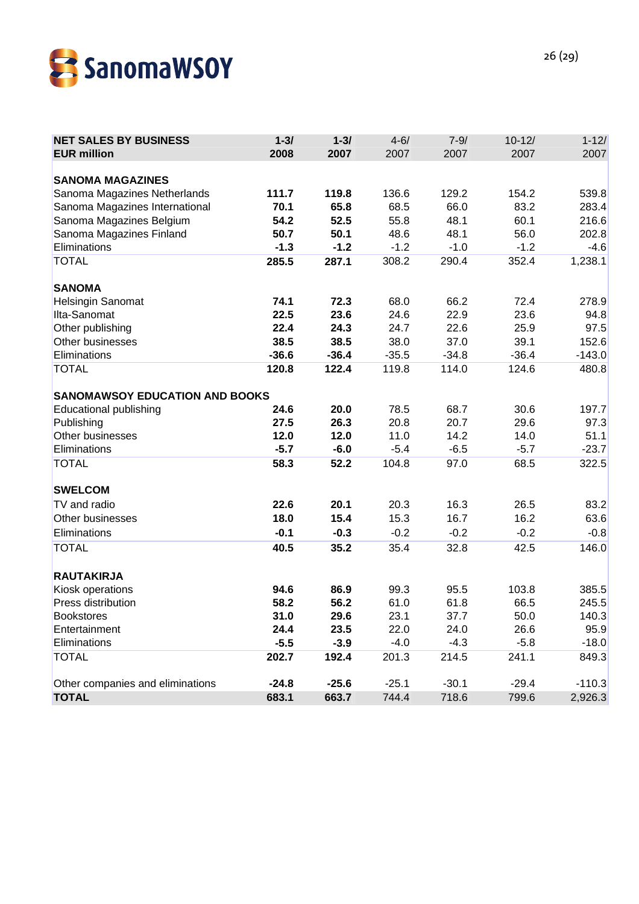| NET SALES BY BUSINESS<br>EUR million | 1-3/<br>2008 | 1-3/<br>2007 | 4-6/<br>2007 | 7-9/<br>2007 | 10-12/<br>2007 | 1-12/<br>2007 |
|---|---|---|---|---|---|---|
| **SANOMA MAGAZINES** | | | | | | |
| Sanoma Magazines Netherlands | **111.7** | **119.8** | 136.6 | 129.2 | 154.2 | 539.8 |
| Sanoma Magazines International | **70.1** | **65.8** | 68.5 | 66.0 | 83.2 | 283.4 |
| Sanoma Magazines Belgium | **54.2** | **52.5** | 55.8 | 48.1 | 60.1 | 216.6 |
| Sanoma Magazines Finland | **50.7** | **50.1** | 48.6 | 48.1 | 56.0 | 202.8 |
| Eliminations | **-1.3** | **-1.2** | -1.2 | -1.0 | -1.2 | -4.6 |
| TOTAL | **285.5** | **287.1** | 308.2 | 290.4 | 352.4 | 1,238.1 |
| **SANOMA** | | | | | | |
| Helsingin Sanomat | **74.1** | **72.3** | 68.0 | 66.2 | 72.4 | 278.9 |
| Ilta-Sanomat | **22.5** | **23.6** | 24.6 | 22.9 | 23.6 | 94.8 |
| Other publishing | **22.4** | **24.3** | 24.7 | 22.6 | 25.9 | 97.5 |
| Other businesses | **38.5** | **38.5** | 38.0 | 37.0 | 39.1 | 152.6 |
| Eliminations | **-36.6** | **-36.4** | -35.5 | -34.8 | -36.4 | -143.0 |
| TOTAL | **120.8** | **122.4** | 119.8 | 114.0 | 124.6 | 480.8 |
| **SANOMAWSOY EDUCATION AND BOOKS** | | | | | | |
| Educational publishing | **24.6** | **20.0** | 78.5 | 68.7 | 30.6 | 197.7 |
| Publishing | **27.5** | **26.3** | 20.8 | 20.7 | 29.6 | 97.3 |
| Other businesses | **12.0** | **12.0** | 11.0 | 14.2 | 14.0 | 51.1 |
| Eliminations | **-5.7** | **-6.0** | -5.4 | -6.5 | -5.7 | -23.7 |
| TOTAL | **58.3** | **52.2** | 104.8 | 97.0 | 68.5 | 322.5 |
| **SWELCOM** | | | | | | |
| TV and radio | **22.6** | **20.1** | 20.3 | 16.3 | 26.5 | 83.2 |
| Other businesses | **18.0** | **15.4** | 15.3 | 16.7 | 16.2 | 63.6 |
| Eliminations | **-0.1** | **-0.3** | -0.2 | -0.2 | -0.2 | -0.8 |
| TOTAL | **40.5** | **35.2** | 35.4 | 32.8 | 42.5 | 146.0 |
| **RAUTAKIRJA** | | | | | | |
| Kiosk operations | **94.6** | **86.9** | 99.3 | 95.5 | 103.8 | 385.5 |
| Press distribution | **58.2** | **56.2** | 61.0 | 61.8 | 66.5 | 245.5 |
| Bookstores | **31.0** | **29.6** | 23.1 | 37.7 | 50.0 | 140.3 |
| Entertainment | **24.4** | **23.5** | 22.0 | 24.0 | 26.6 | 95.9 |
| Eliminations | **-5.5** | **-3.9** | -4.0 | -4.3 | -5.8 | -18.0 |
| TOTAL | **202.7** | **192.4** | 201.3 | 214.5 | 241.1 | 849.3 |
| Other companies and eliminations | **-24.8** | **-25.6** | -25.1 | -30.1 | -29.4 | -110.3 |
| **TOTAL** | **683.1** | **663.7** | 744.4 | 718.6 | 799.6 | 2,926.3 |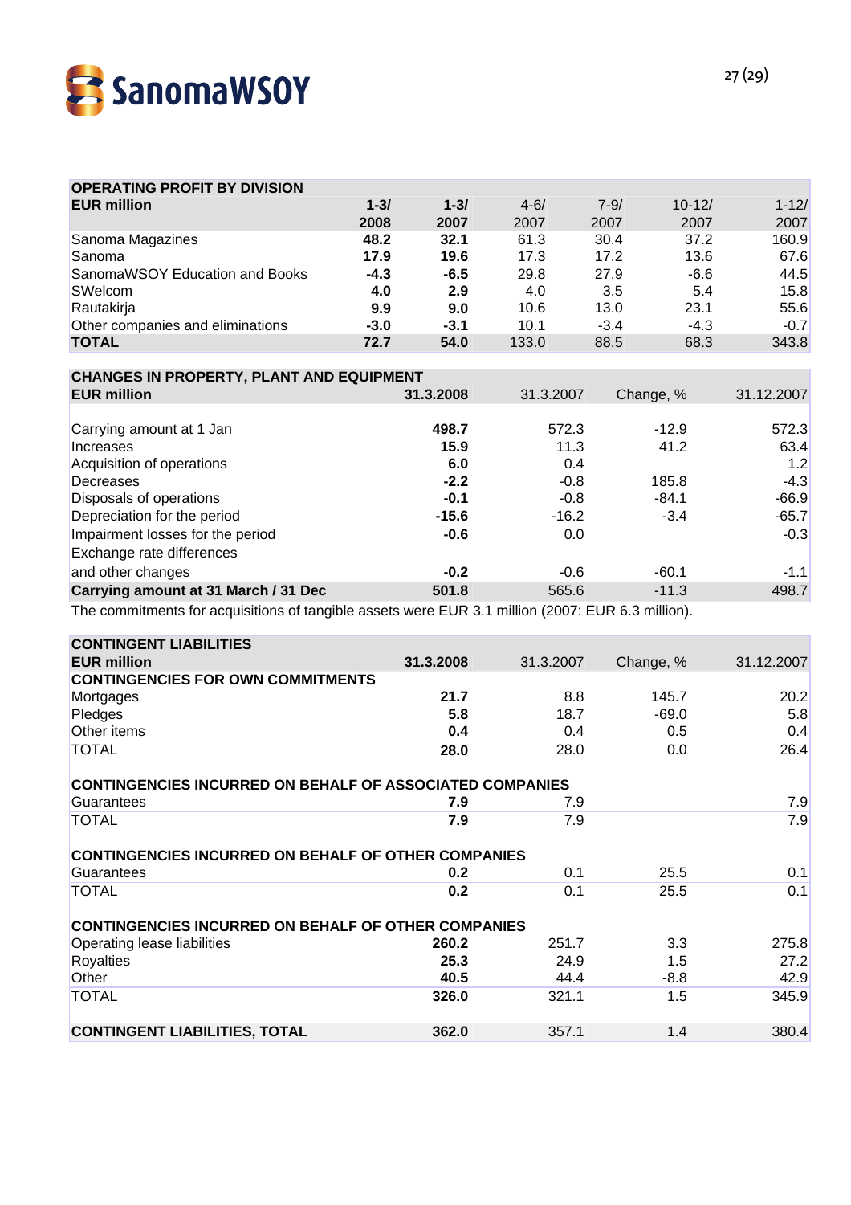## OPERATING PROFIT BY DIVISION

| EUR million | 1-3/ 2008 | 1-3/ 2007 | 4-6/ 2007 | 7-9/ 2007 | 10-12/ 2007 | 1-12/ 2007 |
|---|---|---|---|---|---|---|
| Sanoma Magazines | **48.2** | **32.1** | 61.3 | 30.4 | 37.2 | 160.9 |
| Sanoma | **17.9** | **19.6** | 17.3 | 17.2 | 13.6 | 67.6 |
| SanomaWSOY Education and Books | **-4.3** | **-6.5** | 29.8 | 27.9 | -6.6 | 44.5 |
| SWelcom | **4.0** | **2.9** | 4.0 | 3.5 | 5.4 | 15.8 |
| Rautakirja | **9.9** | **9.0** | 10.6 | 13.0 | 23.1 | 55.6 |
| Other companies and eliminations | **-3.0** | **-3.1** | 10.1 | -3.4 | -4.3 | -0.7 |
| **TOTAL** | **72.7** | **54.0** | 133.0 | 88.5 | 68.3 | 343.8 |

## CHANGES IN PROPERTY, PLANT AND EQUIPMENT

| EUR million | 31.3.2008 | 31.3.2007 | Change, % | 31.12.2007 |
|---|---|---|---|---|
| Carrying amount at 1 Jan | **498.7** | 572.3 | -12.9 | 572.3 |
| Increases | **15.9** | 11.3 | 41.2 | 63.4 |
| Acquisition of operations | **6.0** | 0.4 | | 1.2 |
| Decreases | **-2.2** | -0.8 | 185.8 | -4.3 |
| Disposals of operations | **-0.1** | -0.8 | -84.1 | -66.9 |
| Depreciation for the period | **-15.6** | -16.2 | -3.4 | -65.7 |
| Impairment losses for the period | **-0.6** | 0.0 | | -0.3 |
| Exchange rate differences and other changes | **-0.2** | -0.6 | -60.1 | -1.1 |
| **Carrying amount at 31 March / 31 Dec** | **501.8** | 565.6 | -11.3 | 498.7 |

The commitments for acquisitions of tangible assets were EUR 3.1 million (2007: EUR 6.3 million).

## CONTINGENT LIABILITIES

| EUR million | 31.3.2008 | 31.3.2007 | Change, % | 31.12.2007 |
|---|---|---|---|---|
| **CONTINGENCIES FOR OWN COMMITMENTS** | | | | |
| Mortgages | **21.7** | 8.8 | 145.7 | 20.2 |
| Pledges | **5.8** | 18.7 | -69.0 | 5.8 |
| Other items | **0.4** | 0.4 | 0.5 | 0.4 |
| TOTAL | **28.0** | 28.0 | 0.0 | 26.4 |
| **CONTINGENCIES INCURRED ON BEHALF OF ASSOCIATED COMPANIES** | | | | |
| Guarantees | **7.9** | 7.9 | | 7.9 |
| TOTAL | **7.9** | 7.9 | | 7.9 |
| **CONTINGENCIES INCURRED ON BEHALF OF OTHER COMPANIES** | | | | |
| Guarantees | **0.2** | 0.1 | 25.5 | 0.1 |
| TOTAL | **0.2** | 0.1 | 25.5 | 0.1 |
| **CONTINGENCIES INCURRED ON BEHALF OF OTHER COMPANIES** | | | | |
| Operating lease liabilities | **260.2** | 251.7 | 3.3 | 275.8 |
| Royalties | **25.3** | 24.9 | 1.5 | 27.2 |
| Other | **40.5** | 44.4 | -8.8 | 42.9 |
| TOTAL | **326.0** | 321.1 | 1.5 | 345.9 |
| **CONTINGENT LIABILITIES, TOTAL** | **362.0** | 357.1 | 1.4 | 380.4 |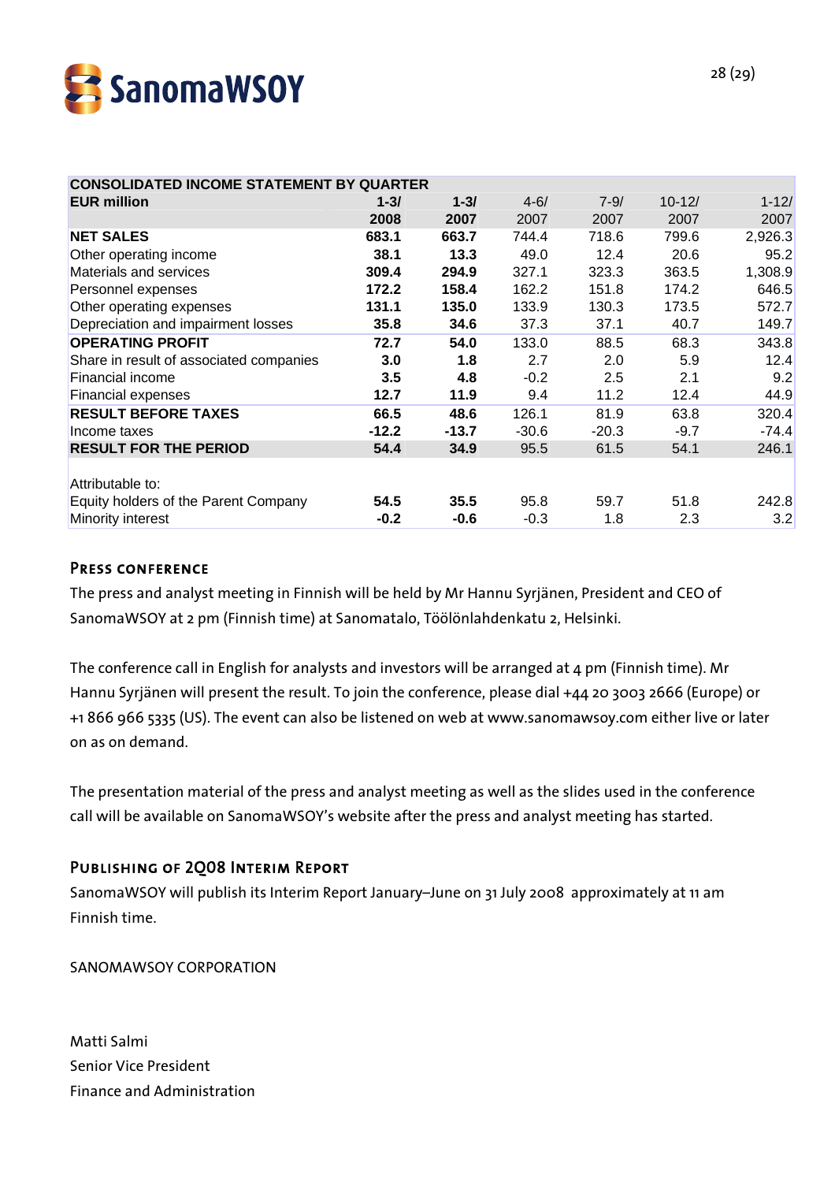| CONSOLIDATED INCOME STATEMENT BY QUARTER | | | | | | |
|---|---|---|---|---|---|---|
| **EUR million** | **1-3/ 2008** | **1-3/ 2007** | 4-6/ 2007 | 7-9/ 2007 | 10-12/ 2007 | 1-12/ 2007 |
| **NET SALES** | **683.1** | **663.7** | 744.4 | 718.6 | 799.6 | 2,926.3 |
| Other operating income | **38.1** | **13.3** | 49.0 | 12.4 | 20.6 | 95.2 |
| Materials and services | **309.4** | **294.9** | 327.1 | 323.3 | 363.5 | 1,308.9 |
| Personnel expenses | **172.2** | **158.4** | 162.2 | 151.8 | 174.2 | 646.5 |
| Other operating expenses | **131.1** | **135.0** | 133.9 | 130.3 | 173.5 | 572.7 |
| Depreciation and impairment losses | **35.8** | **34.6** | 37.3 | 37.1 | 40.7 | 149.7 |
| **OPERATING PROFIT** | **72.7** | **54.0** | 133.0 | 88.5 | 68.3 | 343.8 |
| Share in result of associated companies | **3.0** | **1.8** | 2.7 | 2.0 | 5.9 | 12.4 |
| Financial income | **3.5** | **4.8** | -0.2 | 2.5 | 2.1 | 9.2 |
| Financial expenses | **12.7** | **11.9** | 9.4 | 11.2 | 12.4 | 44.9 |
| **RESULT BEFORE TAXES** | **66.5** | **48.6** | 126.1 | 81.9 | 63.8 | 320.4 |
| Income taxes | **-12.2** | **-13.7** | -30.6 | -20.3 | -9.7 | -74.4 |
| **RESULT FOR THE PERIOD** | **54.4** | **34.9** | 95.5 | 61.5 | 54.1 | 246.1 |
| | | | | | | |
| Attributable to: | | | | | | |
| Equity holders of the Parent Company | **54.5** | **35.5** | 95.8 | 59.7 | 51.8 | 242.8 |
| Minority interest | **-0.2** | **-0.6** | -0.3 | 1.8 | 2.3 | 3.2 |

## Press conference

The press and analyst meeting in Finnish will be held by Mr Hannu Syrjänen, President and CEO of SanomaWSOY at 2 pm (Finnish time) at Sanomatalo, Töölönlahdenkatu 2, Helsinki.

The conference call in English for analysts and investors will be arranged at 4 pm (Finnish time). Mr Hannu Syrjänen will present the result. To join the conference, please dial +44 20 3003 2666 (Europe) or +1 866 966 5335 (US). The event can also be listened on web at www.sanomawsoy.com either live or later on as on demand.

The presentation material of the press and analyst meeting as well as the slides used in the conference call will be available on SanomaWSOY's website after the press and analyst meeting has started.

## Publishing of 2Q08 Interim Report

SanomaWSOY will publish its Interim Report January–June on 31 July 2008 approximately at 11 am Finnish time.

SANOMAWSOY CORPORATION

Matti Salmi
Senior Vice President
Finance and Administration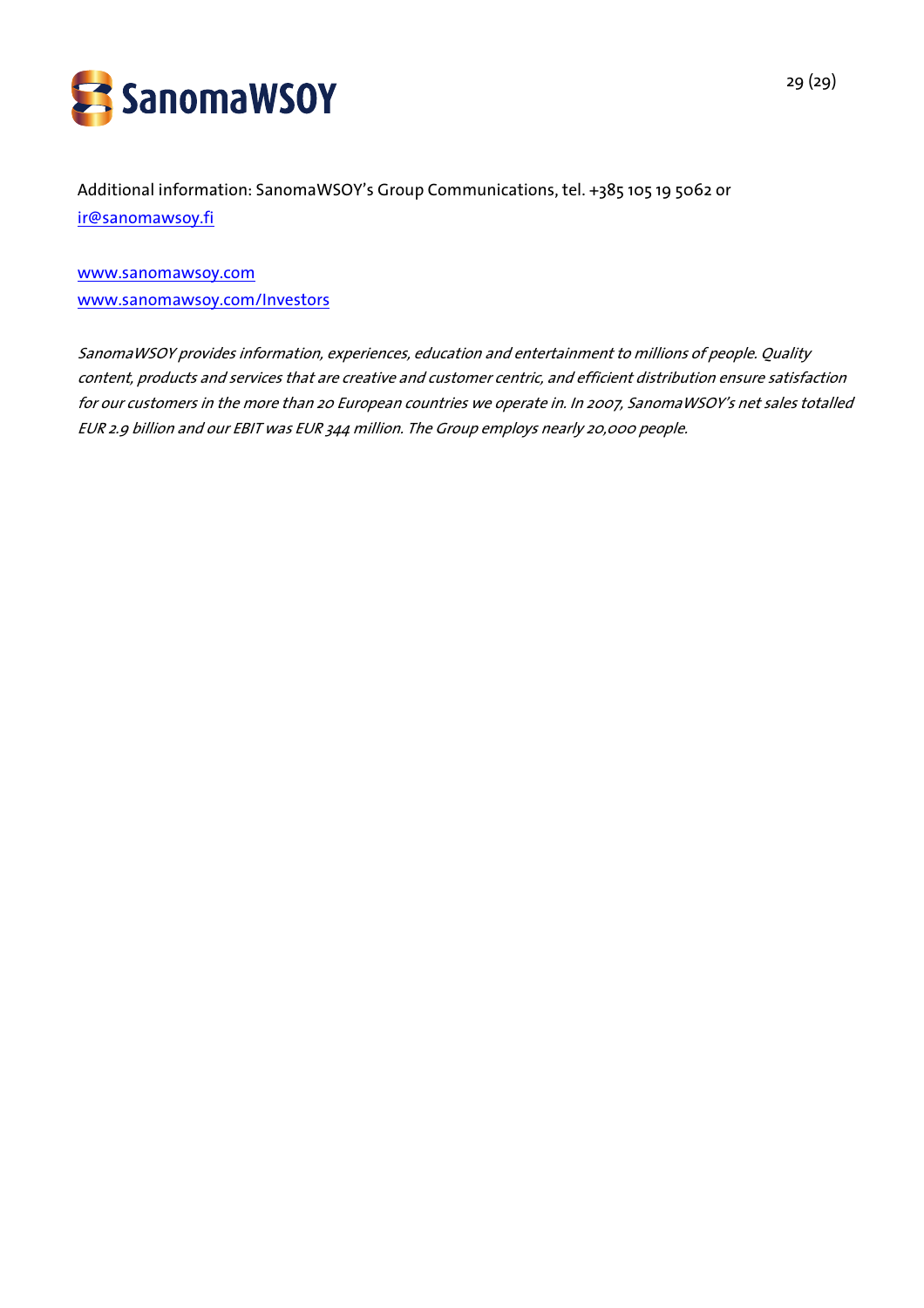Additional information: SanomaWSOY's Group Communications, tel. +385 105 19 5062 or ir@sanomawsoy.fi

www.sanomawsoy.com
www.sanomawsoy.com/Investors

*SanomaWSOY provides information, experiences, education and entertainment to millions of people. Quality content, products and services that are creative and customer centric, and efficient distribution ensure satisfaction for our customers in the more than 20 European countries we operate in. In 2007, SanomaWSOY's net sales totalled EUR 2.9 billion and our EBIT was EUR 344 million. The Group employs nearly 20,000 people.*